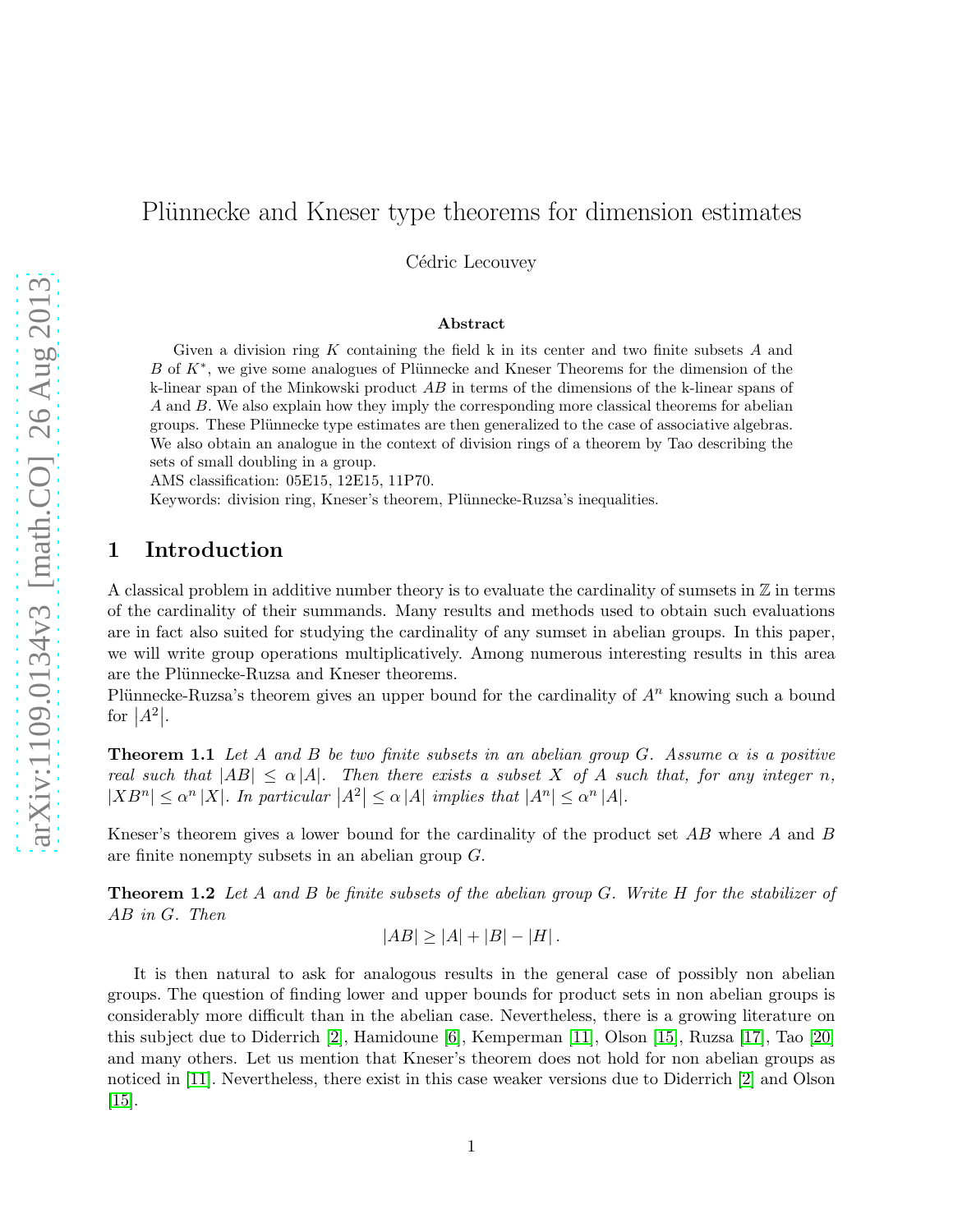# Plünnecke and Kneser type theorems for dimension estimates

Cédric Lecouvey

### Abstract

Given a division ring $K$ containing the field k in its center and two finite subsets $A$ and $B$ of $K^*$, we give some analogues of Plünnecke and Kneser Theorems for the dimension of the k-linear span of the Minkowski product $AB$ in terms of the dimensions of the k-linear spans of $A$ and $B$. We also explain how they imply the corresponding more classical theorems for abelian groups. These Plünnecke type estimates are then generalized to the case of associative algebras. We also obtain an analogue in the context of division rings of a theorem by Tao describing the sets of small doubling in a group.

AMS classification: 05E15, 12E15, 11P70.

Keywords: division ring, Kneser's theorem, Plünnecke-Ruzsa's inequalities.

## 1 Introduction

A classical problem in additive number theory is to evaluate the cardinality of sumsets in $\mathbb{Z}$ in terms of the cardinality of their summands. Many results and methods used to obtain such evaluations are in fact also suited for studying the cardinality of any sumset in abelian groups. In this paper, we will write group operations multiplicatively. Among numerous interesting results in this area are the Plünnecke-Ruzsa and Kneser theorems.

Plünnecke-Ruzsa's theorem gives an upper bound for the cardinality of $A^n$ knowing such a bound for $|A^2|$.

**Theorem 1.1** *Let $A$ and $B$ be two finite subsets in an abelian group $G$. Assume $\alpha$ is a positive real such that $|AB| \leq \alpha |A|$. Then there exists a subset $X$ of $A$ such that, for any integer $n$, $|XB^n| \leq \alpha^n |X|$. In particular $|A^2| \leq \alpha |A|$ implies that $|A^n| \leq \alpha^n |A|$.*

Kneser's theorem gives a lower bound for the cardinality of the product set $AB$ where $A$ and $B$ are finite nonempty subsets in an abelian group $G$.

**Theorem 1.2** *Let $A$ and $B$ be finite subsets of the abelian group $G$. Write $H$ for the stabilizer of $AB$ in $G$. Then*

$$|AB| \geq |A| + |B| - |H|.$$

It is then natural to ask for analogous results in the general case of possibly non abelian groups. The question of finding lower and upper bounds for product sets in non abelian groups is considerably more difficult than in the abelian case. Nevertheless, there is a growing literature on this subject due to Diderrich [2], Hamidoune [6], Kemperman [11], Olson [15], Ruzsa [17], Tao [20] and many others. Let us mention that Kneser's theorem does not hold for non abelian groups as noticed in [11]. Nevertheless, there exist in this case weaker versions due to Diderrich [2] and Olson [15].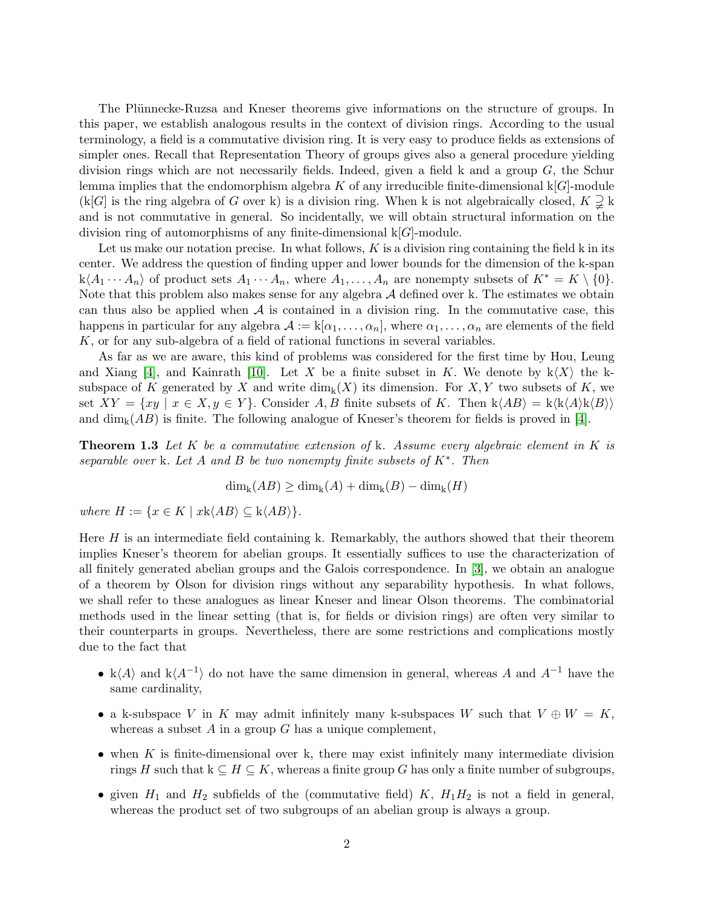The Plünnecke-Ruzsa and Kneser theorems give informations on the structure of groups. In this paper, we establish analogous results in the context of division rings. According to the usual terminology, a field is a commutative division ring. It is very easy to produce fields as extensions of simpler ones. Recall that Representation Theory of groups gives also a general procedure yielding division rings which are not necessarily fields. Indeed, given a field $\mathrm{k}$ and a group $G$, the Schur lemma implies that the endomorphism algebra $K$ of any irreducible finite-dimensional $\mathrm{k}[G]$-module ($\mathrm{k}[G]$ is the ring algebra of $G$ over $\mathrm{k}$) is a division ring. When $\mathrm{k}$ is not algebraically closed, $K \supsetneq \mathrm{k}$ and is not commutative in general. So incidentally, we will obtain structural information on the division ring of automorphisms of any finite-dimensional $\mathrm{k}[G]$-module.

Let us make our notation precise. In what follows, $K$ is a division ring containing the field $\mathrm{k}$ in its center. We address the question of finding upper and lower bounds for the dimension of the $\mathrm{k}$-span $\mathrm{k}\langle A_1 \cdots A_n\rangle$ of product sets $A_1 \cdots A_n$, where $A_1, \ldots, A_n$ are nonempty subsets of $K^* = K \setminus \{0\}$. Note that this problem also makes sense for any algebra $\mathcal{A}$ defined over $\mathrm{k}$. The estimates we obtain can thus also be applied when $\mathcal{A}$ is contained in a division ring. In the commutative case, this happens in particular for any algebra $\mathcal{A} := \mathrm{k}[\alpha_1, \ldots, \alpha_n]$, where $\alpha_1, \ldots, \alpha_n$ are elements of the field $K$, or for any sub-algebra of a field of rational functions in several variables.

As far as we are aware, this kind of problems was considered for the first time by Hou, Leung and Xiang [4], and Kainrath [10]. Let $X$ be a finite subset in $K$. We denote by $\mathrm{k}\langle X\rangle$ the $\mathrm{k}$-subspace of $K$ generated by $X$ and write $\dim_{\mathrm{k}}(X)$ its dimension. For $X, Y$ two subsets of $K$, we set $XY = \{xy \mid x \in X, y \in Y\}$. Consider $A, B$ finite subsets of $K$. Then $\mathrm{k}\langle AB\rangle = \mathrm{k}\langle \mathrm{k}\langle A\rangle \mathrm{k}\langle B\rangle\rangle$ and $\dim_{\mathrm{k}}(AB)$ is finite. The following analogue of Kneser's theorem for fields is proved in [4].

**Theorem 1.3** *Let $K$ be a commutative extension of $\mathrm{k}$. Assume every algebraic element in $K$ is separable over $\mathrm{k}$. Let $A$ and $B$ be two nonempty finite subsets of $K^*$. Then*

$$\dim_{\mathrm{k}}(AB) \geq \dim_{\mathrm{k}}(A) + \dim_{\mathrm{k}}(B) - \dim_{\mathrm{k}}(H)$$

*where $H := \{x \in K \mid x\mathrm{k}\langle AB\rangle \subseteq \mathrm{k}\langle AB\rangle\}$.*

Here $H$ is an intermediate field containing $\mathrm{k}$. Remarkably, the authors showed that their theorem implies Kneser's theorem for abelian groups. It essentially suffices to use the characterization of all finitely generated abelian groups and the Galois correspondence. In [3], we obtain an analogue of a theorem by Olson for division rings without any separability hypothesis. In what follows, we shall refer to these analogues as linear Kneser and linear Olson theorems. The combinatorial methods used in the linear setting (that is, for fields or division rings) are often very similar to their counterparts in groups. Nevertheless, there are some restrictions and complications mostly due to the fact that

- $\mathrm{k}\langle A\rangle$ and $\mathrm{k}\langle A^{-1}\rangle$ do not have the same dimension in general, whereas $A$ and $A^{-1}$ have the same cardinality,
- a $\mathrm{k}$-subspace $V$ in $K$ may admit infinitely many $\mathrm{k}$-subspaces $W$ such that $V \oplus W = K$, whereas a subset $A$ in a group $G$ has a unique complement,
- when $K$ is finite-dimensional over $\mathrm{k}$, there may exist infinitely many intermediate division rings $H$ such that $\mathrm{k} \subseteq H \subseteq K$, whereas a finite group $G$ has only a finite number of subgroups,
- given $H_1$ and $H_2$ subfields of the (commutative field) $K$, $H_1H_2$ is not a field in general, whereas the product set of two subgroups of an abelian group is always a group.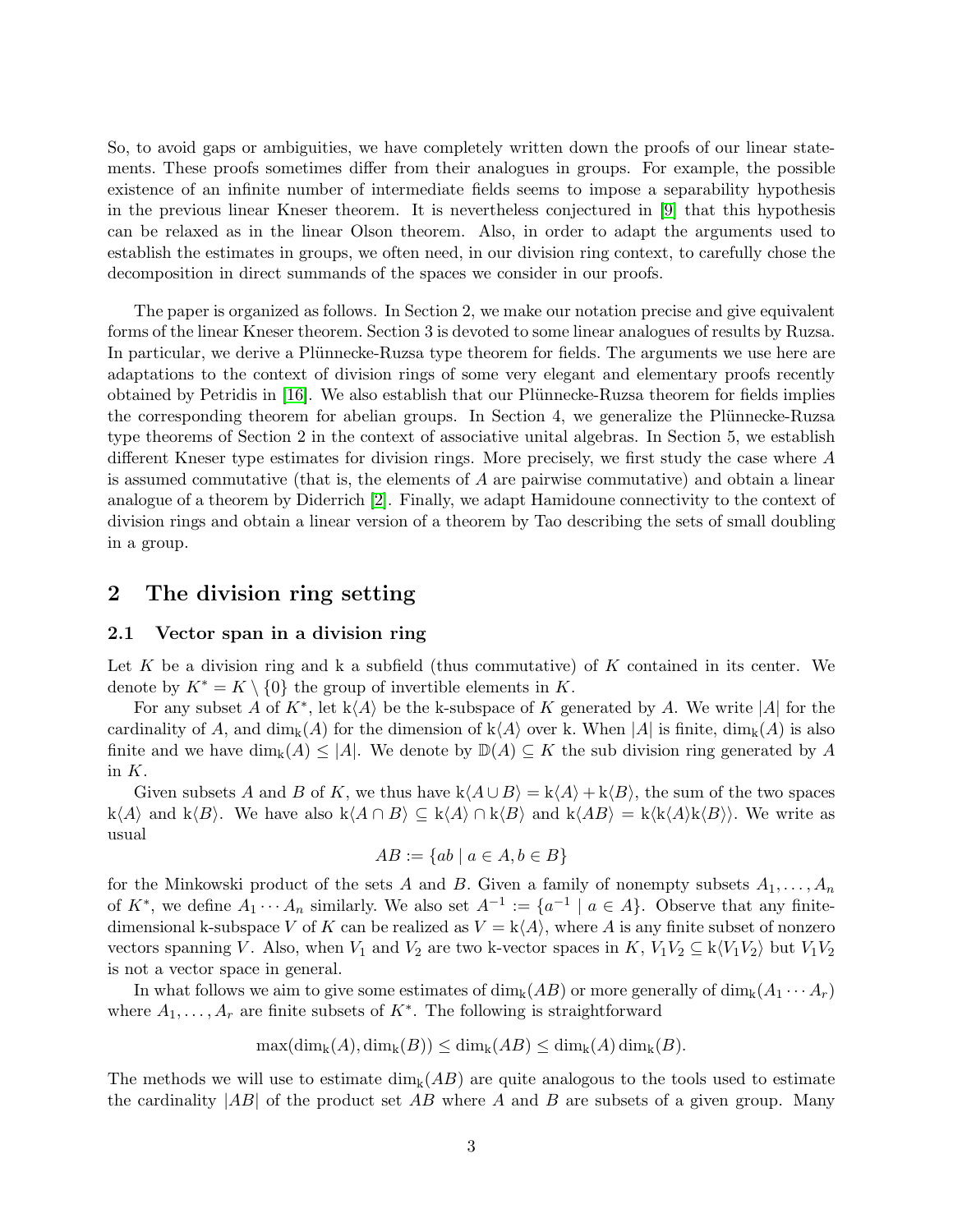So, to avoid gaps or ambiguities, we have completely written down the proofs of our linear statements. These proofs sometimes differ from their analogues in groups. For example, the possible existence of an infinite number of intermediate fields seems to impose a separability hypothesis in the previous linear Kneser theorem. It is nevertheless conjectured in [9] that this hypothesis can be relaxed as in the linear Olson theorem. Also, in order to adapt the arguments used to establish the estimates in groups, we often need, in our division ring context, to carefully chose the decomposition in direct summands of the spaces we consider in our proofs.

The paper is organized as follows. In Section 2, we make our notation precise and give equivalent forms of the linear Kneser theorem. Section 3 is devoted to some linear analogues of results by Ruzsa. In particular, we derive a Plünnecke-Ruzsa type theorem for fields. The arguments we use here are adaptations to the context of division rings of some very elegant and elementary proofs recently obtained by Petridis in [16]. We also establish that our Plünnecke-Ruzsa theorem for fields implies the corresponding theorem for abelian groups. In Section 4, we generalize the Plünnecke-Ruzsa type theorems of Section 2 in the context of associative unital algebras. In Section 5, we establish different Kneser type estimates for division rings. More precisely, we first study the case where $A$ is assumed commutative (that is, the elements of $A$ are pairwise commutative) and obtain a linear analogue of a theorem by Diderrich [2]. Finally, we adapt Hamidoune connectivity to the context of division rings and obtain a linear version of a theorem by Tao describing the sets of small doubling in a group.

## 2 The division ring setting

### 2.1 Vector span in a division ring

Let $K$ be a division ring and $\mathrm{k}$ a subfield (thus commutative) of $K$ contained in its center. We denote by $K^* = K \setminus \{0\}$ the group of invertible elements in $K$.

For any subset $A$ of $K^*$, let $\mathrm{k}\langle A\rangle$ be the $\mathrm{k}$-subspace of $K$ generated by $A$. We write $|A|$ for the cardinality of $A$, and $\dim_{\mathrm{k}}(A)$ for the dimension of $\mathrm{k}\langle A\rangle$ over $\mathrm{k}$. When $|A|$ is finite, $\dim_{\mathrm{k}}(A)$ is also finite and we have $\dim_{\mathrm{k}}(A) \leq |A|$. We denote by $\mathbb{D}(A) \subseteq K$ the sub division ring generated by $A$ in $K$.

Given subsets $A$ and $B$ of $K$, we thus have $\mathrm{k}\langle A \cup B\rangle = \mathrm{k}\langle A\rangle + \mathrm{k}\langle B\rangle$, the sum of the two spaces $\mathrm{k}\langle A\rangle$ and $\mathrm{k}\langle B\rangle$. We have also $\mathrm{k}\langle A \cap B\rangle \subseteq \mathrm{k}\langle A\rangle \cap \mathrm{k}\langle B\rangle$ and $\mathrm{k}\langle AB\rangle = \mathrm{k}\langle \mathrm{k}\langle A\rangle \mathrm{k}\langle B\rangle\rangle$. We write as usual

$$AB := \{ab \mid a \in A, b \in B\}$$

for the Minkowski product of the sets $A$ and $B$. Given a family of nonempty subsets $A_1, \ldots, A_n$ of $K^*$, we define $A_1 \cdots A_n$ similarly. We also set $A^{-1} := \{a^{-1} \mid a \in A\}$. Observe that any finite-dimensional $\mathrm{k}$-subspace $V$ of $K$ can be realized as $V = \mathrm{k}\langle A\rangle$, where $A$ is any finite subset of nonzero vectors spanning $V$. Also, when $V_1$ and $V_2$ are two $\mathrm{k}$-vector spaces in $K$, $V_1V_2 \subseteq \mathrm{k}\langle V_1V_2\rangle$ but $V_1V_2$ is not a vector space in general.

In what follows we aim to give some estimates of $\dim_{\mathrm{k}}(AB)$ or more generally of $\dim_{\mathrm{k}}(A_1 \cdots A_r)$ where $A_1, \ldots, A_r$ are finite subsets of $K^*$. The following is straightforward

$$\max(\dim_{\mathrm{k}}(A), \dim_{\mathrm{k}}(B)) \leq \dim_{\mathrm{k}}(AB) \leq \dim_{\mathrm{k}}(A)\dim_{\mathrm{k}}(B).$$

The methods we will use to estimate $\dim_{\mathrm{k}}(AB)$ are quite analogous to the tools used to estimate the cardinality $|AB|$ of the product set $AB$ where $A$ and $B$ are subsets of a given group. Many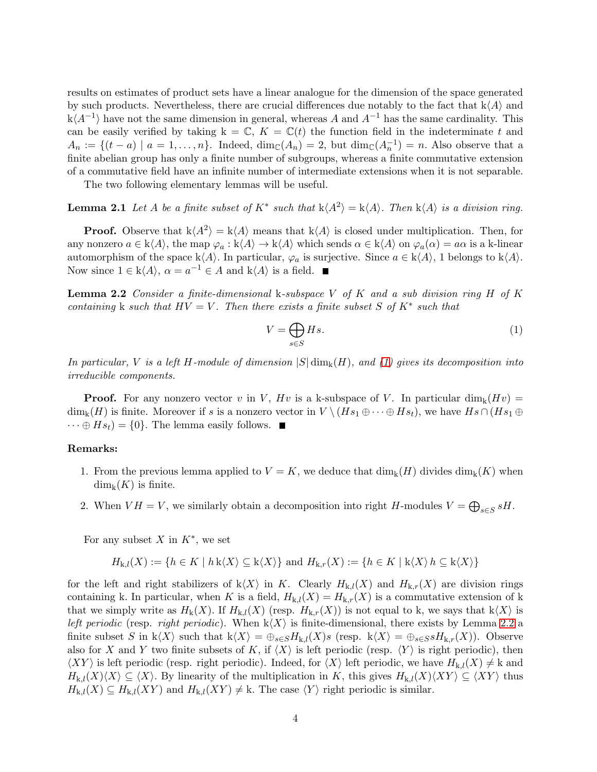results on estimates of product sets have a linear analogue for the dimension of the space generated by such products. Nevertheless, there are crucial differences due notably to the fact that $\mathrm{k}\langle A\rangle$ and $\mathrm{k}\langle A^{-1}\rangle$ have not the same dimension in general, whereas $A$ and $A^{-1}$ has the same cardinality. This can be easily verified by taking $\mathrm{k} = \mathbb{C}$, $K = \mathbb{C}(t)$ the function field in the indeterminate $t$ and $A_n := \{(t-a) \mid a = 1, \ldots, n\}$. Indeed, $\dim_{\mathbb{C}}(A_n) = 2$, but $\dim_{\mathbb{C}}(A_n^{-1}) = n$. Also observe that a finite abelian group has only a finite number of subgroups, whereas a finite commutative extension of a commutative field have an infinite number of intermediate extensions when it is not separable.

The two following elementary lemmas will be useful.

**Lemma 2.1** *Let $A$ be a finite subset of $K^*$ such that $\mathrm{k}\langle A^2\rangle = \mathrm{k}\langle A\rangle$. Then $\mathrm{k}\langle A\rangle$ is a division ring.*

**Proof.** Observe that $\mathrm{k}\langle A^2\rangle = \mathrm{k}\langle A\rangle$ means that $\mathrm{k}\langle A\rangle$ is closed under multiplication. Then, for any nonzero $a \in \mathrm{k}\langle A\rangle$, the map $\varphi_a : \mathrm{k}\langle A\rangle \to \mathrm{k}\langle A\rangle$ which sends $\alpha \in \mathrm{k}\langle A\rangle$ on $\varphi_a(\alpha) = a\alpha$ is a k-linear automorphism of the space $\mathrm{k}\langle A\rangle$. In particular, $\varphi_a$ is surjective. Since $a \in \mathrm{k}\langle A\rangle$, 1 belongs to $\mathrm{k}\langle A\rangle$. Now since $1 \in \mathrm{k}\langle A\rangle$, $\alpha = a^{-1} \in A$ and $\mathrm{k}\langle A\rangle$ is a field. ■

**Lemma 2.2** *Consider a finite-dimensional* k*-subspace $V$ of $K$ and a sub division ring $H$ of $K$ containing* k *such that $HV = V$. Then there exists a finite subset $S$ of $K^*$ such that*

$$V = \bigoplus_{s \in S} Hs. \tag{1}$$

*In particular, $V$ is a left $H$-module of dimension $|S| \dim_{\mathrm{k}}(H)$, and (1) gives its decomposition into irreducible components.*

**Proof.** For any nonzero vector $v$ in $V$, $Hv$ is a k-subspace of $V$. In particular $\dim_{\mathrm{k}}(Hv) = \dim_{\mathrm{k}}(H)$ is finite. Moreover if $s$ is a nonzero vector in $V \setminus (Hs_1 \oplus \cdots \oplus Hs_t)$, we have $Hs \cap (Hs_1 \oplus \cdots \oplus Hs_t) = \{0\}$. The lemma easily follows. ■

**Remarks:**

1. From the previous lemma applied to $V = K$, we deduce that $\dim_{\mathrm{k}}(H)$ divides $\dim_{\mathrm{k}}(K)$ when $\dim_{\mathrm{k}}(K)$ is finite.
2. When $VH = V$, we similarly obtain a decomposition into right $H$-modules $V = \bigoplus_{s \in S} sH$.

For any subset $X$ in $K^*$, we set

$$H_{\mathrm{k},l}(X) := \{h \in K \mid h\,\mathrm{k}\langle X\rangle \subseteq \mathrm{k}\langle X\rangle\} \text{ and } H_{\mathrm{k},r}(X) := \{h \in K \mid \mathrm{k}\langle X\rangle\, h \subseteq \mathrm{k}\langle X\rangle\}$$

for the left and right stabilizers of $\mathrm{k}\langle X\rangle$ in $K$. Clearly $H_{\mathrm{k},l}(X)$ and $H_{\mathrm{k},r}(X)$ are division rings containing k. In particular, when $K$ is a field, $H_{\mathrm{k},l}(X) = H_{\mathrm{k},r}(X)$ is a commutative extension of k that we simply write as $H_{\mathrm{k}}(X)$. If $H_{\mathrm{k},l}(X)$ (resp. $H_{\mathrm{k},r}(X)$) is not equal to k, we says that $\mathrm{k}\langle X\rangle$ is *left periodic* (resp. *right periodic*). When $\mathrm{k}\langle X\rangle$ is finite-dimensional, there exists by Lemma 2.2 a finite subset $S$ in $\mathrm{k}\langle X\rangle$ such that $\mathrm{k}\langle X\rangle = \oplus_{s\in S} H_{\mathrm{k},l}(X)s$ (resp. $\mathrm{k}\langle X\rangle = \oplus_{s\in S} sH_{\mathrm{k},r}(X)$). Observe also for $X$ and $Y$ two finite subsets of $K$, if $\langle X\rangle$ is left periodic (resp. $\langle Y\rangle$ is right periodic), then $\langle XY\rangle$ is left periodic (resp. right periodic). Indeed, for $\langle X\rangle$ left periodic, we have $H_{\mathrm{k},l}(X) \neq \mathrm{k}$ and $H_{\mathrm{k},l}(X)\langle X\rangle \subseteq \langle X\rangle$. By linearity of the multiplication in $K$, this gives $H_{\mathrm{k},l}(X)\langle XY\rangle \subseteq \langle XY\rangle$ thus $H_{\mathrm{k},l}(X) \subseteq H_{\mathrm{k},l}(XY)$ and $H_{\mathrm{k},l}(XY) \neq \mathrm{k}$. The case $\langle Y\rangle$ right periodic is similar.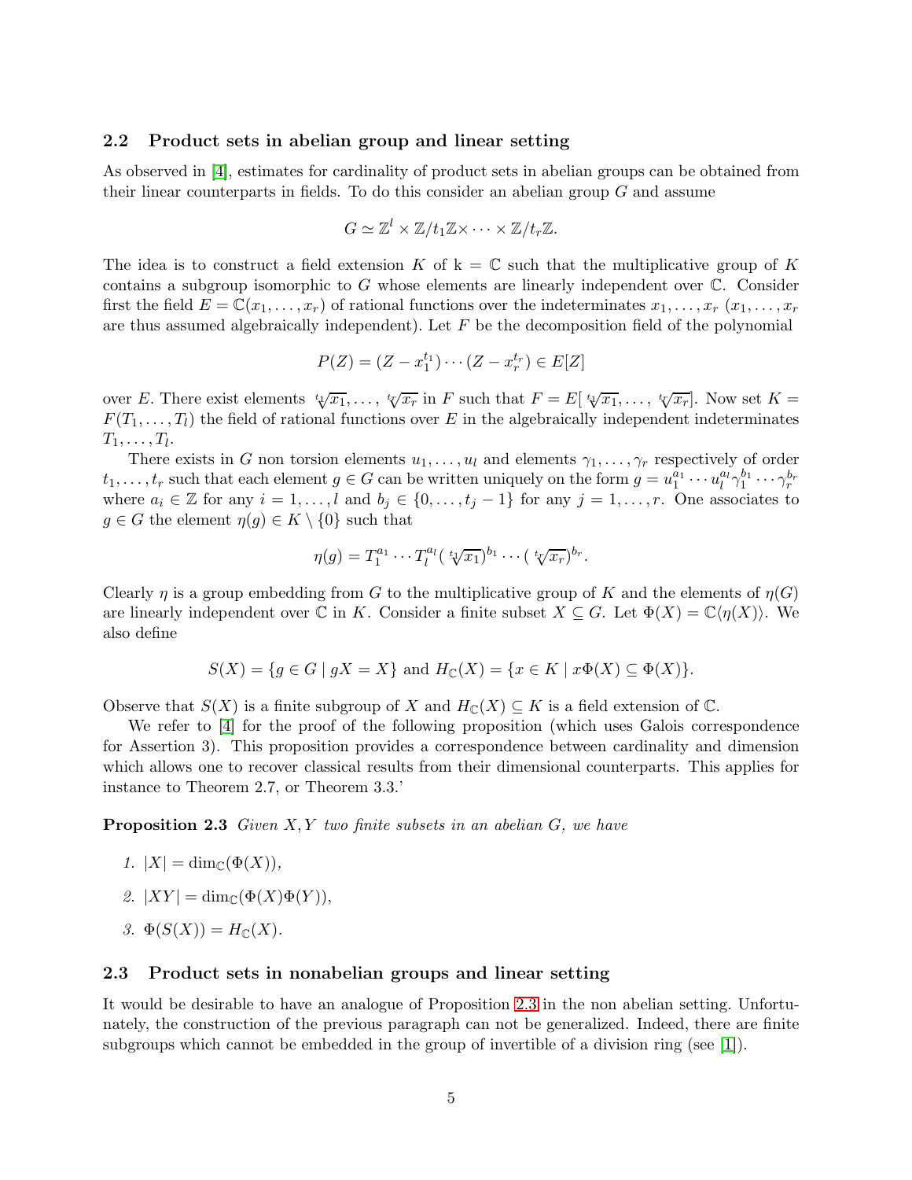### 2.2 Product sets in abelian group and linear setting

As observed in [4], estimates for cardinality of product sets in abelian groups can be obtained from their linear counterparts in fields. To do this consider an abelian group $G$ and assume

$$G \simeq \mathbb{Z}^l \times \mathbb{Z}/t_1\mathbb{Z} \times \cdots \times \mathbb{Z}/t_r\mathbb{Z}.$$

The idea is to construct a field extension $K$ of $\mathrm{k} = \mathbb{C}$ such that the multiplicative group of $K$ contains a subgroup isomorphic to $G$ whose elements are linearly independent over $\mathbb{C}$. Consider first the field $E = \mathbb{C}(x_1, \ldots, x_r)$ of rational functions over the indeterminates $x_1, \ldots, x_r$ ($x_1, \ldots, x_r$ are thus assumed algebraically independent). Let $F$ be the decomposition field of the polynomial

$$P(Z) = (Z - x_1^{t_1}) \cdots (Z - x_r^{t_r}) \in E[Z]$$

over $E$. There exist elements $\sqrt[t_1]{x_1}, \ldots, \sqrt[t_r]{x_r}$ in $F$ such that $F = E[\sqrt[t_1]{x_1}, \ldots, \sqrt[t_r]{x_r}]$. Now set $K = F(T_1, \ldots, T_l)$ the field of rational functions over $E$ in the algebraically independent indeterminates $T_1, \ldots, T_l$.

There exists in $G$ non torsion elements $u_1, \ldots, u_l$ and elements $\gamma_1, \ldots, \gamma_r$ respectively of order $t_1, \ldots, t_r$ such that each element $g \in G$ can be written uniquely on the form $g = u_1^{a_1} \cdots u_l^{a_l} \gamma_1^{b_1} \cdots \gamma_r^{b_r}$ where $a_i \in \mathbb{Z}$ for any $i = 1, \ldots, l$ and $b_j \in \{0, \ldots, t_j - 1\}$ for any $j = 1, \ldots, r$. One associates to $g \in G$ the element $\eta(g) \in K \setminus \{0\}$ such that

$$\eta(g) = T_1^{a_1} \cdots T_l^{a_l} (\sqrt[t_1]{x_1})^{b_1} \cdots (\sqrt[t_r]{x_r})^{b_r}.$$

Clearly $\eta$ is a group embedding from $G$ to the multiplicative group of $K$ and the elements of $\eta(G)$ are linearly independent over $\mathbb{C}$ in $K$. Consider a finite subset $X \subseteq G$. Let $\Phi(X) = \mathbb{C}\langle \eta(X) \rangle$. We also define

$$S(X) = \{g \in G \mid gX = X\} \text{ and } H_{\mathbb{C}}(X) = \{x \in K \mid x\Phi(X) \subseteq \Phi(X)\}.$$

Observe that $S(X)$ is a finite subgroup of $X$ and $H_{\mathbb{C}}(X) \subseteq K$ is a field extension of $\mathbb{C}$.

We refer to [4] for the proof of the following proposition (which uses Galois correspondence for Assertion 3). This proposition provides a correspondence between cardinality and dimension which allows one to recover classical results from their dimensional counterparts. This applies for instance to Theorem 2.7, or Theorem 3.3.'

**Proposition 2.3** *Given $X, Y$ two finite subsets in an abelian $G$, we have*

1. $|X| = \dim_{\mathbb{C}}(\Phi(X))$,
2. $|XY| = \dim_{\mathbb{C}}(\Phi(X)\Phi(Y))$,
3. $\Phi(S(X)) = H_{\mathbb{C}}(X)$.

### 2.3 Product sets in nonabelian groups and linear setting

It would be desirable to have an analogue of Proposition 2.3 in the non abelian setting. Unfortunately, the construction of the previous paragraph can not be generalized. Indeed, there are finite subgroups which cannot be embedded in the group of invertible of a division ring (see [1]).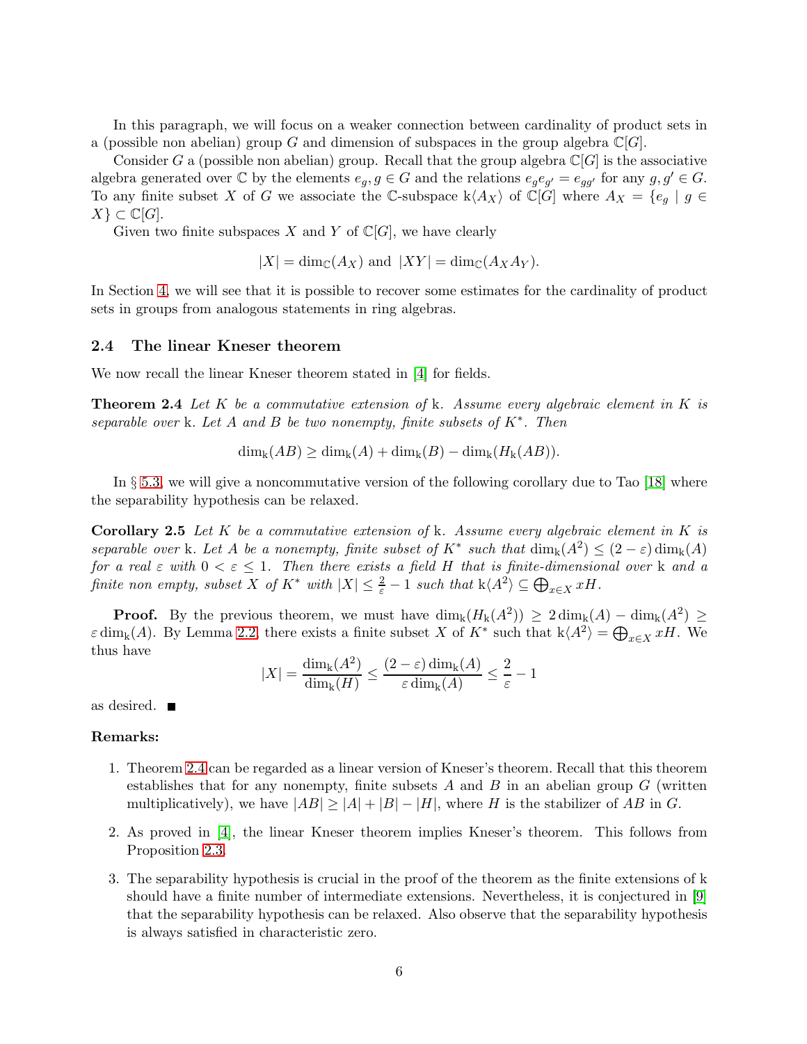In this paragraph, we will focus on a weaker connection between cardinality of product sets in a (possible non abelian) group $G$ and dimension of subspaces in the group algebra $\mathbb{C}[G]$.

Consider $G$ a (possible non abelian) group. Recall that the group algebra $\mathbb{C}[G]$ is the associative algebra generated over $\mathbb{C}$ by the elements $e_g, g \in G$ and the relations $e_g e_{g'} = e_{gg'}$ for any $g, g' \in G$. To any finite subset $X$ of $G$ we associate the $\mathbb{C}$-subspace $\mathrm{k}\langle A_X \rangle$ of $\mathbb{C}[G]$ where $A_X = \{e_g \mid g \in X\} \subset \mathbb{C}[G]$.

Given two finite subspaces $X$ and $Y$ of $\mathbb{C}[G]$, we have clearly

$$|X| = \dim_{\mathbb{C}}(A_X) \text{ and } |XY| = \dim_{\mathbb{C}}(A_X A_Y).$$

In Section 4, we will see that it is possible to recover some estimates for the cardinality of product sets in groups from analogous statements in ring algebras.

### 2.4 The linear Kneser theorem

We now recall the linear Kneser theorem stated in [4] for fields.

**Theorem 2.4** *Let $K$ be a commutative extension of $\mathrm{k}$. Assume every algebraic element in $K$ is separable over $\mathrm{k}$. Let $A$ and $B$ be two nonempty, finite subsets of $K^*$. Then*

$$\dim_{\mathrm{k}}(AB) \geq \dim_{\mathrm{k}}(A) + \dim_{\mathrm{k}}(B) - \dim_{\mathrm{k}}(H_{\mathrm{k}}(AB)).$$

In § 5.3, we will give a noncommutative version of the following corollary due to Tao [18] where the separability hypothesis can be relaxed.

**Corollary 2.5** *Let $K$ be a commutative extension of $\mathrm{k}$. Assume every algebraic element in $K$ is separable over $\mathrm{k}$. Let $A$ be a nonempty, finite subset of $K^*$ such that $\dim_{\mathrm{k}}(A^2) \leq (2-\varepsilon)\dim_{\mathrm{k}}(A)$ for a real $\varepsilon$ with $0 < \varepsilon \leq 1$. Then there exists a field $H$ that is finite-dimensional over $\mathrm{k}$ and a finite non empty, subset $X$ of $K^*$ with $|X| \leq \frac{2}{\varepsilon} - 1$ such that $\mathrm{k}\langle A^2 \rangle \subseteq \bigoplus_{x \in X} xH$.*

**Proof.** By the previous theorem, we must have $\dim_{\mathrm{k}}(H_{\mathrm{k}}(A^2)) \geq 2\dim_{\mathrm{k}}(A) - \dim_{\mathrm{k}}(A^2) \geq \varepsilon \dim_{\mathrm{k}}(A)$. By Lemma 2.2, there exists a finite subset $X$ of $K^*$ such that $\mathrm{k}\langle A^2 \rangle = \bigoplus_{x \in X} xH$. We thus have

$$|X| = \frac{\dim_{\mathrm{k}}(A^2)}{\dim_{\mathrm{k}}(H)} \leq \frac{(2-\varepsilon)\dim_{\mathrm{k}}(A)}{\varepsilon \dim_{\mathrm{k}}(A)} \leq \frac{2}{\varepsilon} - 1$$

as desired. ∎

**Remarks:**

1. Theorem 2.4 can be regarded as a linear version of Kneser's theorem. Recall that this theorem establishes that for any nonempty, finite subsets $A$ and $B$ in an abelian group $G$ (written multiplicatively), we have $|AB| \geq |A| + |B| - |H|$, where $H$ is the stabilizer of $AB$ in $G$.
2. As proved in [4], the linear Kneser theorem implies Kneser's theorem. This follows from Proposition 2.3.
3. The separability hypothesis is crucial in the proof of the theorem as the finite extensions of $\mathrm{k}$ should have a finite number of intermediate extensions. Nevertheless, it is conjectured in [9] that the separability hypothesis can be relaxed. Also observe that the separability hypothesis is always satisfied in characteristic zero.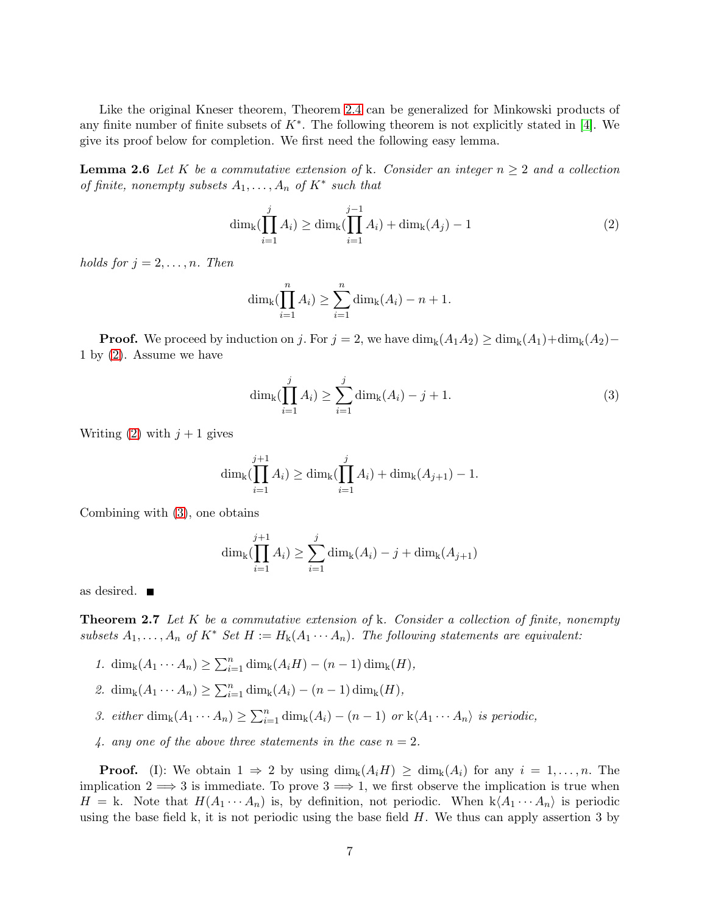Like the original Kneser theorem, Theorem 2.4 can be generalized for Minkowski products of any finite number of finite subsets of $K^*$. The following theorem is not explicitly stated in [4]. We give its proof below for completion. We first need the following easy lemma.

**Lemma 2.6** *Let $K$ be a commutative extension of* k*. Consider an integer $n \geq 2$ and a collection of finite, nonempty subsets $A_1, \ldots, A_n$ of $K^*$ such that*

$$\dim_{\mathrm{k}}(\prod_{i=1}^{j} A_i) \geq \dim_{\mathrm{k}}(\prod_{i=1}^{j-1} A_i) + \dim_{\mathrm{k}}(A_j) - 1 \tag{2}$$

*holds for $j = 2, \ldots, n$. Then*

$$\dim_{\mathrm{k}}(\prod_{i=1}^{n} A_i) \geq \sum_{i=1}^{n} \dim_{\mathrm{k}}(A_i) - n + 1.$$

**Proof.** We proceed by induction on $j$. For $j = 2$, we have $\dim_{\mathrm{k}}(A_1A_2) \geq \dim_{\mathrm{k}}(A_1) + \dim_{\mathrm{k}}(A_2) - 1$ by (2). Assume we have

$$\dim_{\mathrm{k}}(\prod_{i=1}^{j} A_i) \geq \sum_{i=1}^{j} \dim_{\mathrm{k}}(A_i) - j + 1. \tag{3}$$

Writing (2) with $j + 1$ gives

$$\dim_{\mathrm{k}}(\prod_{i=1}^{j+1} A_i) \geq \dim_{\mathrm{k}}(\prod_{i=1}^{j} A_i) + \dim_{\mathrm{k}}(A_{j+1}) - 1.$$

Combining with (3), one obtains

$$\dim_{\mathrm{k}}(\prod_{i=1}^{j+1} A_i) \geq \sum_{i=1}^{j} \dim_{\mathrm{k}}(A_i) - j + \dim_{\mathrm{k}}(A_{j+1})$$

as desired. ■

**Theorem 2.7** *Let $K$ be a commutative extension of* k*. Consider a collection of finite, nonempty subsets $A_1, \ldots, A_n$ of $K^*$ Set $H := H_{\mathrm{k}}(A_1 \cdots A_n)$. The following statements are equivalent:*

1. $\dim_{\mathrm{k}}(A_1 \cdots A_n) \geq \sum_{i=1}^{n} \dim_{\mathrm{k}}(A_iH) - (n-1)\dim_{\mathrm{k}}(H)$,
2. $\dim_{\mathrm{k}}(A_1 \cdots A_n) \geq \sum_{i=1}^{n} \dim_{\mathrm{k}}(A_i) - (n-1)\dim_{\mathrm{k}}(H)$,
3. *either* $\dim_{\mathrm{k}}(A_1 \cdots A_n) \geq \sum_{i=1}^{n} \dim_{\mathrm{k}}(A_i) - (n-1)$ *or* $\mathrm{k}\langle A_1 \cdots A_n \rangle$ *is periodic,*
4. *any one of the above three statements in the case $n = 2$.*

**Proof.** (I): We obtain $1 \Rightarrow 2$ by using $\dim_{\mathrm{k}}(A_iH) \geq \dim_{\mathrm{k}}(A_i)$ for any $i = 1, \ldots, n$. The implication $2 \Longrightarrow 3$ is immediate. To prove $3 \Longrightarrow 1$, we first observe the implication is true when $H = \mathrm{k}$. Note that $H(A_1 \cdots A_n)$ is, by definition, not periodic. When $\mathrm{k}\langle A_1 \cdots A_n \rangle$ is periodic using the base field k, it is not periodic using the base field $H$. We thus can apply assertion 3 by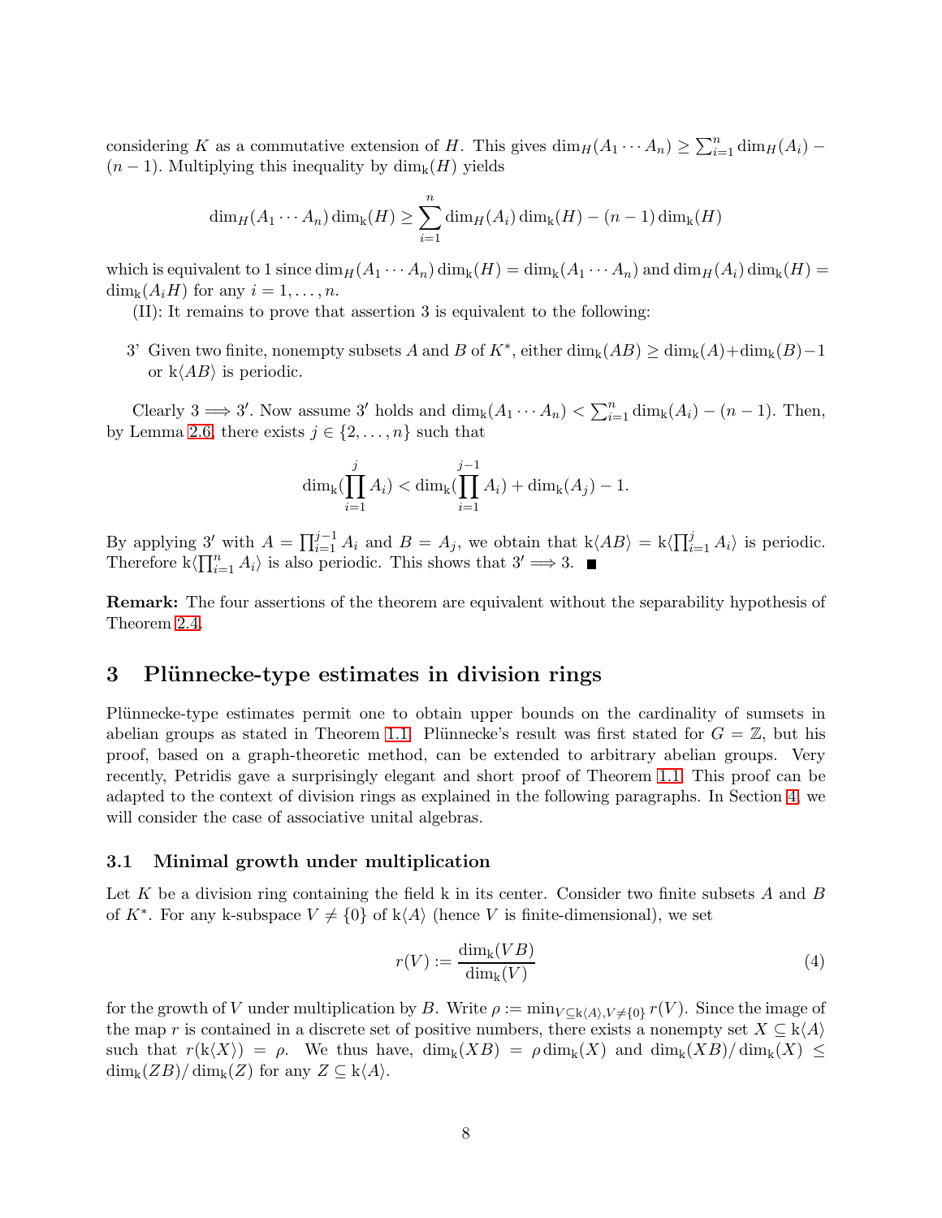considering $K$ as a commutative extension of $H$. This gives $\dim_H(A_1 \cdots A_n) \geq \sum_{i=1}^n \dim_H(A_i) - (n-1)$. Multiplying this inequality by $\dim_{\mathrm{k}}(H)$ yields

$$\dim_H(A_1 \cdots A_n) \dim_{\mathrm{k}}(H) \geq \sum_{i=1}^n \dim_H(A_i) \dim_{\mathrm{k}}(H) - (n-1) \dim_{\mathrm{k}}(H)$$

which is equivalent to 1 since $\dim_H(A_1 \cdots A_n) \dim_{\mathrm{k}}(H) = \dim_{\mathrm{k}}(A_1 \cdots A_n)$ and $\dim_H(A_i) \dim_{\mathrm{k}}(H) = \dim_{\mathrm{k}}(A_i H)$ for any $i = 1, \ldots, n$.

(II): It remains to prove that assertion 3 is equivalent to the following:

3' Given two finite, nonempty subsets $A$ and $B$ of $K^*$, either $\dim_{\mathrm{k}}(AB) \geq \dim_{\mathrm{k}}(A) + \dim_{\mathrm{k}}(B) - 1$ or $\mathrm{k}\langle AB \rangle$ is periodic.

Clearly $3 \Longrightarrow 3'$. Now assume $3'$ holds and $\dim_{\mathrm{k}}(A_1 \cdots A_n) < \sum_{i=1}^n \dim_{\mathrm{k}}(A_i) - (n-1)$. Then, by Lemma 2.6, there exists $j \in \{2, \ldots, n\}$ such that

$$\dim_{\mathrm{k}}(\prod_{i=1}^{j} A_i) < \dim_{\mathrm{k}}(\prod_{i=1}^{j-1} A_i) + \dim_{\mathrm{k}}(A_j) - 1.$$

By applying $3'$ with $A = \prod_{i=1}^{j-1} A_i$ and $B = A_j$, we obtain that $\mathrm{k}\langle AB \rangle = \mathrm{k}\langle \prod_{i=1}^{j} A_i \rangle$ is periodic. Therefore $\mathrm{k}\langle \prod_{i=1}^{n} A_i \rangle$ is also periodic. This shows that $3' \Longrightarrow 3$. ■

**Remark:** The four assertions of the theorem are equivalent without the separability hypothesis of Theorem 2.4.

## 3 Plünnecke-type estimates in division rings

Plünnecke-type estimates permit one to obtain upper bounds on the cardinality of sumsets in abelian groups as stated in Theorem 1.1. Plünnecke's result was first stated for $G = \mathbb{Z}$, but his proof, based on a graph-theoretic method, can be extended to arbitrary abelian groups. Very recently, Petridis gave a surprisingly elegant and short proof of Theorem 1.1. This proof can be adapted to the context of division rings as explained in the following paragraphs. In Section 4, we will consider the case of associative unital algebras.

### 3.1 Minimal growth under multiplication

Let $K$ be a division ring containing the field k in its center. Consider two finite subsets $A$ and $B$ of $K^*$. For any k-subspace $V \neq \{0\}$ of $\mathrm{k}\langle A \rangle$ (hence $V$ is finite-dimensional), we set

$$r(V) := \frac{\dim_{\mathrm{k}}(VB)}{\dim_{\mathrm{k}}(V)} \tag{4}$$

for the growth of $V$ under multiplication by $B$. Write $\rho := \min_{V \subseteq \mathrm{k}\langle A \rangle, V \neq \{0\}} r(V)$. Since the image of the map $r$ is contained in a discrete set of positive numbers, there exists a nonempty set $X \subseteq \mathrm{k}\langle A \rangle$ such that $r(\mathrm{k}\langle X \rangle) = \rho$. We thus have, $\dim_{\mathrm{k}}(XB) = \rho \dim_{\mathrm{k}}(X)$ and $\dim_{\mathrm{k}}(XB)/\dim_{\mathrm{k}}(X) \leq \dim_{\mathrm{k}}(ZB)/\dim_{\mathrm{k}}(Z)$ for any $Z \subseteq \mathrm{k}\langle A \rangle$.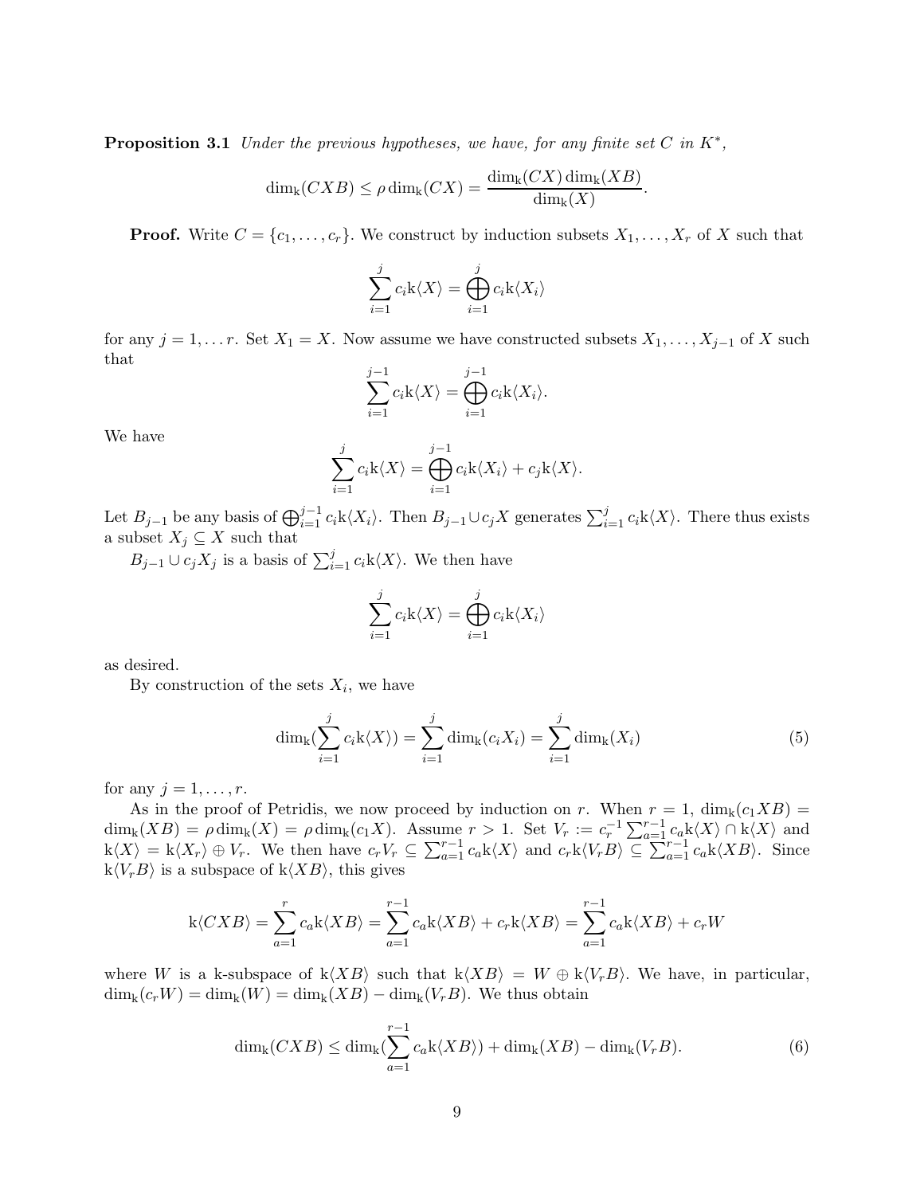**Proposition 3.1** *Under the previous hypotheses, we have, for any finite set $C$ in $K^*$,*

$$\dim_{\mathrm{k}}(CXB) \leq \rho \dim_{\mathrm{k}}(CX) = \frac{\dim_{\mathrm{k}}(CX)\dim_{\mathrm{k}}(XB)}{\dim_{\mathrm{k}}(X)}.$$

**Proof.** Write $C = \{c_1, \ldots, c_r\}$. We construct by induction subsets $X_1, \ldots, X_r$ of $X$ such that

$$\sum_{i=1}^{j} c_i \mathrm{k}\langle X\rangle = \bigoplus_{i=1}^{j} c_i \mathrm{k}\langle X_i\rangle$$

for any $j = 1, \ldots r$. Set $X_1 = X$. Now assume we have constructed subsets $X_1, \ldots, X_{j-1}$ of $X$ such that

$$\sum_{i=1}^{j-1} c_i \mathrm{k}\langle X\rangle = \bigoplus_{i=1}^{j-1} c_i \mathrm{k}\langle X_i\rangle.$$

We have

$$\sum_{i=1}^{j} c_i \mathrm{k}\langle X\rangle = \bigoplus_{i=1}^{j-1} c_i \mathrm{k}\langle X_i\rangle + c_j \mathrm{k}\langle X\rangle.$$

Let $B_{j-1}$ be any basis of $\bigoplus_{i=1}^{j-1} c_i \mathrm{k}\langle X_i\rangle$. Then $B_{j-1} \cup c_j X$ generates $\sum_{i=1}^{j} c_i \mathrm{k}\langle X\rangle$. There thus exists a subset $X_j \subseteq X$ such that

$B_{j-1} \cup c_j X_j$ is a basis of $\sum_{i=1}^{j} c_i \mathrm{k}\langle X\rangle$. We then have

$$\sum_{i=1}^{j} c_i \mathrm{k}\langle X\rangle = \bigoplus_{i=1}^{j} c_i \mathrm{k}\langle X_i\rangle$$

as desired.

By construction of the sets $X_i$, we have

$$\dim_{\mathrm{k}}(\sum_{i=1}^{j} c_i \mathrm{k}\langle X\rangle) = \sum_{i=1}^{j} \dim_{\mathrm{k}}(c_i X_i) = \sum_{i=1}^{j} \dim_{\mathrm{k}}(X_i) \tag{5}$$

for any $j = 1, \ldots, r$.

As in the proof of Petridis, we now proceed by induction on $r$. When $r = 1$, $\dim_{\mathrm{k}}(c_1 XB) = \dim_{\mathrm{k}}(XB) = \rho \dim_{\mathrm{k}}(X) = \rho \dim_{\mathrm{k}}(c_1 X)$. Assume $r > 1$. Set $V_r := c_r^{-1} \sum_{a=1}^{r-1} c_a \mathrm{k}\langle X\rangle \cap \mathrm{k}\langle X\rangle$ and $\mathrm{k}\langle X\rangle = \mathrm{k}\langle X_r\rangle \oplus V_r$. We then have $c_r V_r \subseteq \sum_{a=1}^{r-1} c_a \mathrm{k}\langle X\rangle$ and $c_r \mathrm{k}\langle V_r B\rangle \subseteq \sum_{a=1}^{r-1} c_a \mathrm{k}\langle XB\rangle$. Since $\mathrm{k}\langle V_r B\rangle$ is a subspace of $\mathrm{k}\langle XB\rangle$, this gives

$$\mathrm{k}\langle CXB\rangle = \sum_{a=1}^{r} c_a \mathrm{k}\langle XB\rangle = \sum_{a=1}^{r-1} c_a \mathrm{k}\langle XB\rangle + c_r \mathrm{k}\langle XB\rangle = \sum_{a=1}^{r-1} c_a \mathrm{k}\langle XB\rangle + c_r W$$

where $W$ is a k-subspace of $\mathrm{k}\langle XB\rangle$ such that $\mathrm{k}\langle XB\rangle = W \oplus \mathrm{k}\langle V_r B\rangle$. We have, in particular, $\dim_{\mathrm{k}}(c_r W) = \dim_{\mathrm{k}}(W) = \dim_{\mathrm{k}}(XB) - \dim_{\mathrm{k}}(V_r B)$. We thus obtain

$$\dim_{\mathrm{k}}(CXB) \leq \dim_{\mathrm{k}}(\sum_{a=1}^{r-1} c_a \mathrm{k}\langle XB\rangle) + \dim_{\mathrm{k}}(XB) - \dim_{\mathrm{k}}(V_r B). \tag{6}$$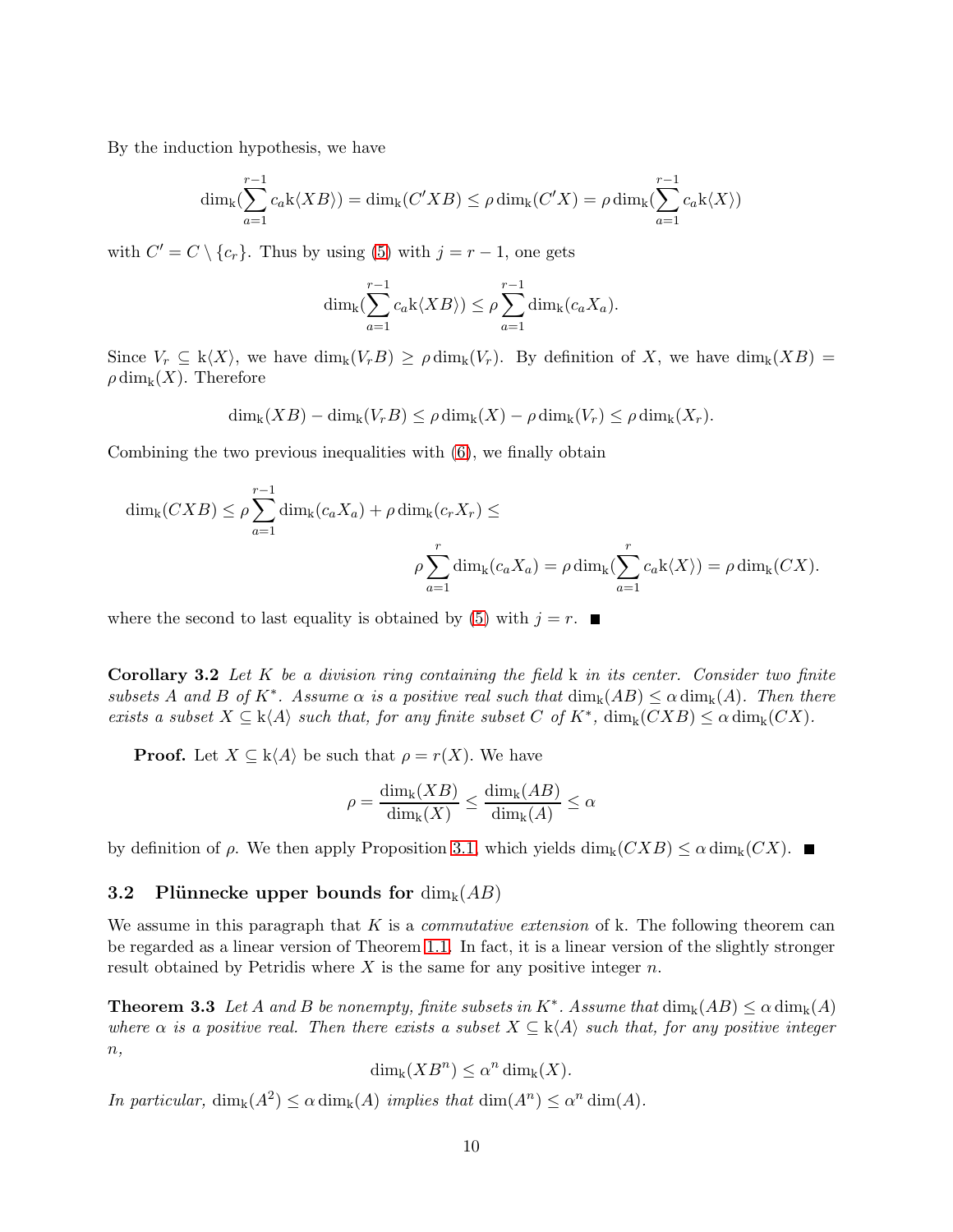By the induction hypothesis, we have

$$\dim_{\mathrm{k}}(\sum_{a=1}^{r-1} c_a \mathrm{k}\langle XB\rangle) = \dim_{\mathrm{k}}(C'XB) \leq \rho \dim_{\mathrm{k}}(C'X) = \rho \dim_{\mathrm{k}}(\sum_{a=1}^{r-1} c_a \mathrm{k}\langle X\rangle)$$

with $C' = C \setminus \{c_r\}$. Thus by using (5) with $j = r-1$, one gets

$$\dim_{\mathrm{k}}(\sum_{a=1}^{r-1} c_a \mathrm{k}\langle XB\rangle) \leq \rho \sum_{a=1}^{r-1} \dim_{\mathrm{k}}(c_a X_a).$$

Since $V_r \subseteq \mathrm{k}\langle X\rangle$, we have $\dim_{\mathrm{k}}(V_r B) \geq \rho \dim_{\mathrm{k}}(V_r)$. By definition of $X$, we have $\dim_{\mathrm{k}}(XB) = \rho \dim_{\mathrm{k}}(X)$. Therefore

$$\dim_{\mathrm{k}}(XB) - \dim_{\mathrm{k}}(V_r B) \leq \rho \dim_{\mathrm{k}}(X) - \rho \dim_{\mathrm{k}}(V_r) \leq \rho \dim_{\mathrm{k}}(X_r).$$

Combining the two previous inequalities with (6), we finally obtain

$$\dim_{\mathrm{k}}(CXB) \leq \rho \sum_{a=1}^{r-1} \dim_{\mathrm{k}}(c_a X_a) + \rho \dim_{\mathrm{k}}(c_r X_r) \leq$$

$$\rho \sum_{a=1}^{r} \dim_{\mathrm{k}}(c_a X_a) = \rho \dim_{\mathrm{k}}(\sum_{a=1}^{r} c_a \mathrm{k}\langle X\rangle) = \rho \dim_{\mathrm{k}}(CX).$$

where the second to last equality is obtained by (5) with $j = r$. ■

**Corollary 3.2** *Let $K$ be a division ring containing the field $\mathrm{k}$ in its center. Consider two finite subsets $A$ and $B$ of $K^*$. Assume $\alpha$ is a positive real such that $\dim_{\mathrm{k}}(AB) \leq \alpha \dim_{\mathrm{k}}(A)$. Then there exists a subset $X \subseteq \mathrm{k}\langle A\rangle$ such that, for any finite subset $C$ of $K^*$, $\dim_{\mathrm{k}}(CXB) \leq \alpha \dim_{\mathrm{k}}(CX)$.*

**Proof.** Let $X \subseteq \mathrm{k}\langle A\rangle$ be such that $\rho = r(X)$. We have

$$\rho = \frac{\dim_{\mathrm{k}}(XB)}{\dim_{\mathrm{k}}(X)} \leq \frac{\dim_{\mathrm{k}}(AB)}{\dim_{\mathrm{k}}(A)} \leq \alpha$$

by definition of $\rho$. We then apply Proposition 3.1, which yields $\dim_{\mathrm{k}}(CXB) \leq \alpha \dim_{\mathrm{k}}(CX)$. ■

### 3.2 Plünnecke upper bounds for $\dim_{\mathrm{k}}(AB)$

We assume in this paragraph that $K$ is a *commutative extension* of $\mathrm{k}$. The following theorem can be regarded as a linear version of Theorem 1.1. In fact, it is a linear version of the slightly stronger result obtained by Petridis where $X$ is the same for any positive integer $n$.

**Theorem 3.3** *Let $A$ and $B$ be nonempty, finite subsets in $K^*$. Assume that $\dim_{\mathrm{k}}(AB) \leq \alpha \dim_{\mathrm{k}}(A)$ where $\alpha$ is a positive real. Then there exists a subset $X \subseteq \mathrm{k}\langle A\rangle$ such that, for any positive integer $n$,*

$$\dim_{\mathrm{k}}(XB^n) \leq \alpha^n \dim_{\mathrm{k}}(X).$$

*In particular, $\dim_{\mathrm{k}}(A^2) \leq \alpha \dim_{\mathrm{k}}(A)$ implies that $\dim(A^n) \leq \alpha^n \dim(A)$.*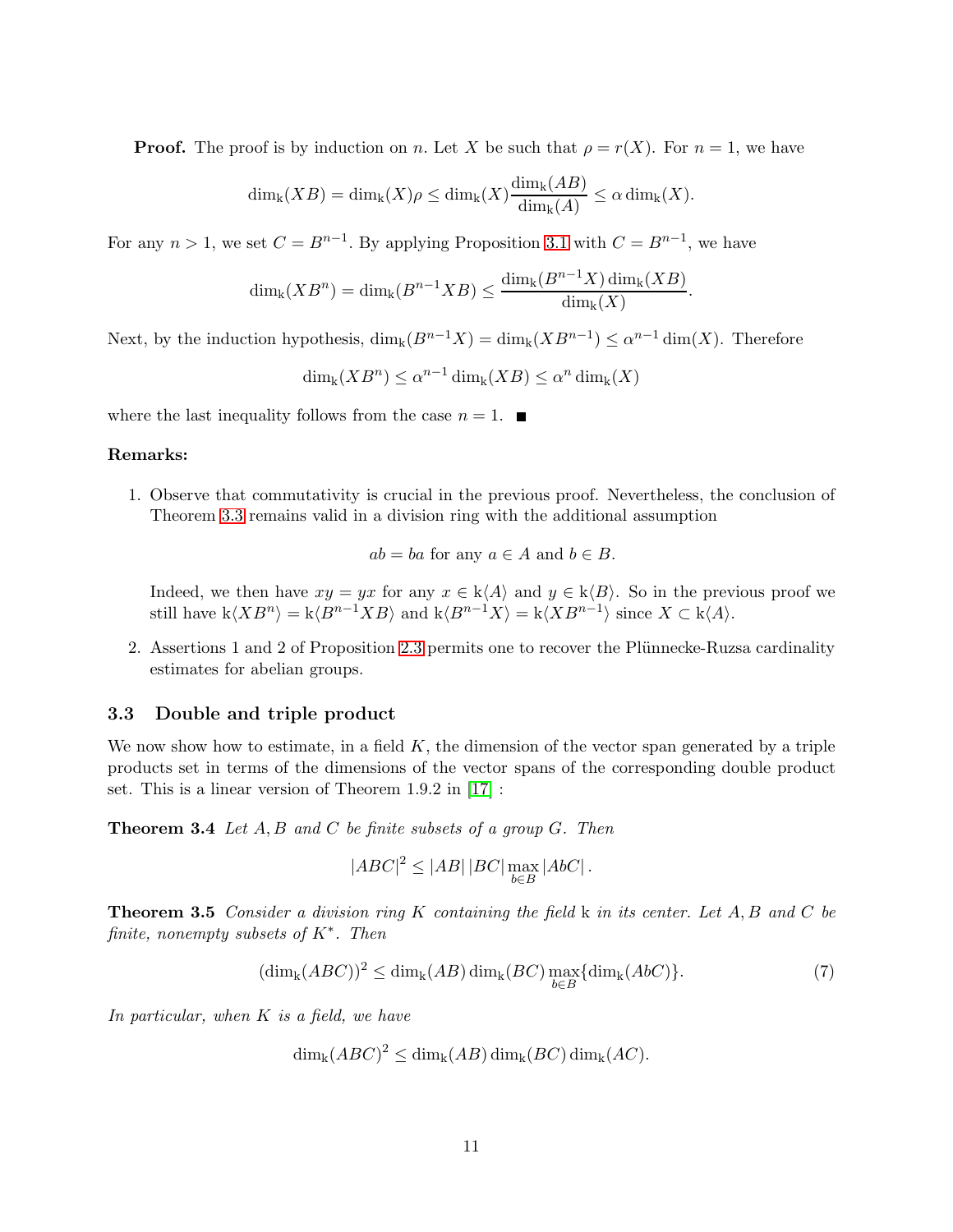**Proof.** The proof is by induction on $n$. Let $X$ be such that $\rho = r(X)$. For $n = 1$, we have

$$\dim_{\mathrm{k}}(XB) = \dim_{\mathrm{k}}(X)\rho \leq \dim_{\mathrm{k}}(X)\frac{\dim_{\mathrm{k}}(AB)}{\dim_{\mathrm{k}}(A)} \leq \alpha \dim_{\mathrm{k}}(X).$$

For any $n > 1$, we set $C = B^{n-1}$. By applying Proposition 3.1 with $C = B^{n-1}$, we have

$$\dim_{\mathrm{k}}(XB^n) = \dim_{\mathrm{k}}(B^{n-1}XB) \leq \frac{\dim_{\mathrm{k}}(B^{n-1}X)\dim_{\mathrm{k}}(XB)}{\dim_{\mathrm{k}}(X)}.$$

Next, by the induction hypothesis, $\dim_{\mathrm{k}}(B^{n-1}X) = \dim_{\mathrm{k}}(XB^{n-1}) \leq \alpha^{n-1}\dim(X)$. Therefore

$$\dim_{\mathrm{k}}(XB^n) \leq \alpha^{n-1}\dim_{\mathrm{k}}(XB) \leq \alpha^n \dim_{\mathrm{k}}(X)$$

where the last inequality follows from the case $n = 1$. ■

**Remarks:**

1. Observe that commutativity is crucial in the previous proof. Nevertheless, the conclusion of Theorem 3.3 remains valid in a division ring with the additional assumption

   $$ab = ba \text{ for any } a \in A \text{ and } b \in B.$$

   Indeed, we then have $xy = yx$ for any $x \in \mathrm{k}\langle A\rangle$ and $y \in \mathrm{k}\langle B\rangle$. So in the previous proof we still have $\mathrm{k}\langle XB^n\rangle = \mathrm{k}\langle B^{n-1}XB\rangle$ and $\mathrm{k}\langle B^{n-1}X\rangle = \mathrm{k}\langle XB^{n-1}\rangle$ since $X \subset \mathrm{k}\langle A\rangle$.

2. Assertions 1 and 2 of Proposition 2.3 permits one to recover the Plünnecke-Ruzsa cardinality estimates for abelian groups.

### 3.3 Double and triple product

We now show how to estimate, in a field $K$, the dimension of the vector span generated by a triple products set in terms of the dimensions of the vector spans of the corresponding double product set. This is a linear version of Theorem 1.9.2 in [17] :

**Theorem 3.4** *Let $A, B$ and $C$ be finite subsets of a group $G$. Then*

$$|ABC|^2 \leq |AB|\,|BC| \max_{b\in B} |AbC|.$$

**Theorem 3.5** *Consider a division ring $K$ containing the field $\mathrm{k}$ in its center. Let $A, B$ and $C$ be finite, nonempty subsets of $K^*$. Then*

$$(\dim_{\mathrm{k}}(ABC))^2 \leq \dim_{\mathrm{k}}(AB)\dim_{\mathrm{k}}(BC)\max_{b\in B}\{\dim_{\mathrm{k}}(AbC)\}. \tag{7}$$

*In particular, when $K$ is a field, we have*

$$\dim_{\mathrm{k}}(ABC)^2 \leq \dim_{\mathrm{k}}(AB)\dim_{\mathrm{k}}(BC)\dim_{\mathrm{k}}(AC).$$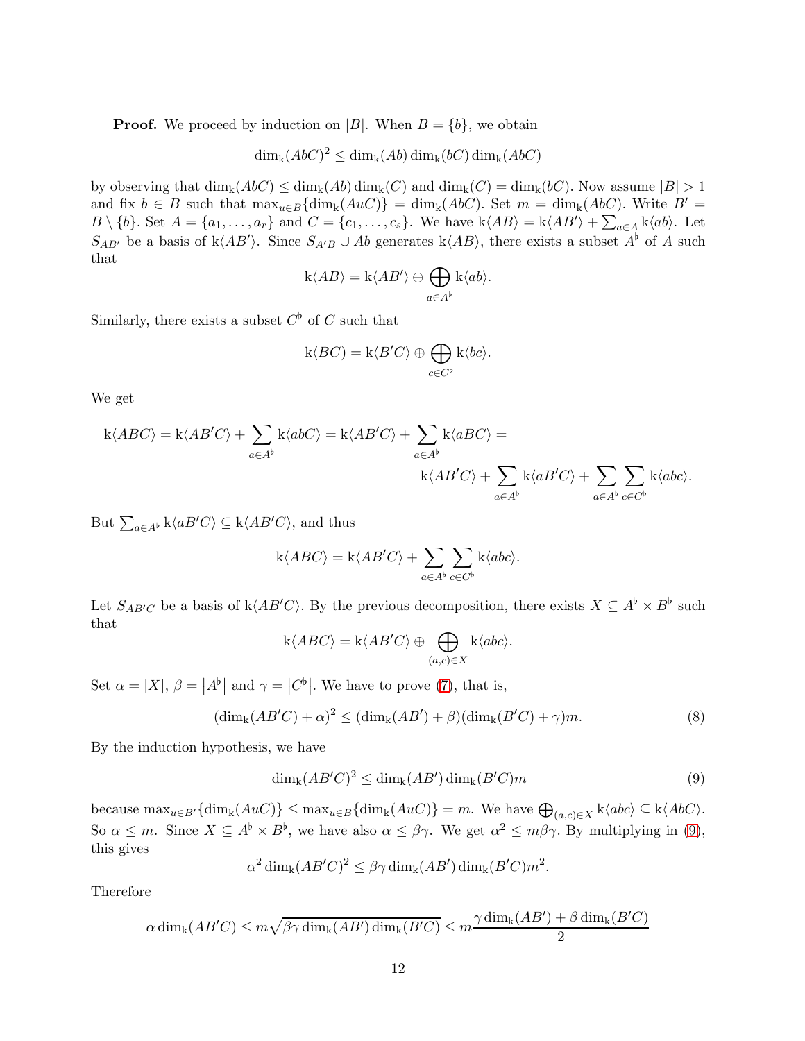**Proof.** We proceed by induction on $|B|$. When $B = \{b\}$, we obtain

$$\dim_{\mathrm{k}}(AbC)^2 \leq \dim_{\mathrm{k}}(Ab)\dim_{\mathrm{k}}(bC)\dim_{\mathrm{k}}(AbC)$$

by observing that $\dim_{\mathrm{k}}(AbC) \leq \dim_{\mathrm{k}}(Ab)\dim_{\mathrm{k}}(C)$ and $\dim_{\mathrm{k}}(C) = \dim_{\mathrm{k}}(bC)$. Now assume $|B| > 1$ and fix $b \in B$ such that $\max_{u\in B}\{\dim_{\mathrm{k}}(AuC)\} = \dim_{\mathrm{k}}(AbC)$. Set $m = \dim_{\mathrm{k}}(AbC)$. Write $B' = B \setminus \{b\}$. Set $A = \{a_1, \ldots, a_r\}$ and $C = \{c_1, \ldots, c_s\}$. We have $\mathrm{k}\langle AB\rangle = \mathrm{k}\langle AB'\rangle + \sum_{a\in A}\mathrm{k}\langle ab\rangle$. Let $S_{AB'}$ be a basis of $\mathrm{k}\langle AB'\rangle$. Since $S_{A'B} \cup Ab$ generates $\mathrm{k}\langle AB\rangle$, there exists a subset $A^\flat$ of $A$ such that

$$\mathrm{k}\langle AB\rangle = \mathrm{k}\langle AB'\rangle \oplus \bigoplus_{a\in A^\flat}\mathrm{k}\langle ab\rangle.$$

Similarly, there exists a subset $C^\flat$ of $C$ such that

$$\mathrm{k}\langle BC\rangle = \mathrm{k}\langle B'C\rangle \oplus \bigoplus_{c\in C^\flat}\mathrm{k}\langle bc\rangle.$$

We get

$$\mathrm{k}\langle ABC\rangle = \mathrm{k}\langle AB'C\rangle + \sum_{a\in A^\flat}\mathrm{k}\langle abC\rangle = \mathrm{k}\langle AB'C\rangle + \sum_{a\in A^\flat}\mathrm{k}\langle aBC\rangle =$$
$$\mathrm{k}\langle AB'C\rangle + \sum_{a\in A^\flat}\mathrm{k}\langle aB'C\rangle + \sum_{a\in A^\flat}\sum_{c\in C^\flat}\mathrm{k}\langle abc\rangle.$$

But $\sum_{a\in A^\flat}\mathrm{k}\langle aB'C\rangle \subseteq \mathrm{k}\langle AB'C\rangle$, and thus

$$\mathrm{k}\langle ABC\rangle = \mathrm{k}\langle AB'C\rangle + \sum_{a\in A^\flat}\sum_{c\in C^\flat}\mathrm{k}\langle abc\rangle.$$

Let $S_{AB'C}$ be a basis of $\mathrm{k}\langle AB'C\rangle$. By the previous decomposition, there exists $X \subseteq A^\flat \times B^\flat$ such that

$$\mathrm{k}\langle ABC\rangle = \mathrm{k}\langle AB'C\rangle \oplus \bigoplus_{(a,c)\in X}\mathrm{k}\langle abc\rangle.$$

Set $\alpha = |X|$, $\beta = |A^\flat|$ and $\gamma = |C^\flat|$. We have to prove (7), that is,

$$(\dim_{\mathrm{k}}(AB'C) + \alpha)^2 \leq (\dim_{\mathrm{k}}(AB') + \beta)(\dim_{\mathrm{k}}(B'C) + \gamma)m. \tag{8}$$

By the induction hypothesis, we have

$$\dim_{\mathrm{k}}(AB'C)^2 \leq \dim_{\mathrm{k}}(AB')\dim_{\mathrm{k}}(B'C)m \tag{9}$$

because $\max_{u\in B'}\{\dim_{\mathrm{k}}(AuC)\} \leq \max_{u\in B}\{\dim_{\mathrm{k}}(AuC)\} = m$. We have $\bigoplus_{(a,c)\in X}\mathrm{k}\langle abc\rangle \subseteq \mathrm{k}\langle AbC\rangle$. So $\alpha \leq m$. Since $X \subseteq A^\flat \times B^\flat$, we have also $\alpha \leq \beta\gamma$. We get $\alpha^2 \leq m\beta\gamma$. By multiplying in (9), this gives

$$\alpha^2\dim_{\mathrm{k}}(AB'C)^2 \leq \beta\gamma\dim_{\mathrm{k}}(AB')\dim_{\mathrm{k}}(B'C)m^2.$$

Therefore

$$\alpha\dim_{\mathrm{k}}(AB'C) \leq m\sqrt{\beta\gamma\dim_{\mathrm{k}}(AB')\dim_{\mathrm{k}}(B'C)} \leq m\frac{\gamma\dim_{\mathrm{k}}(AB') + \beta\dim_{\mathrm{k}}(B'C)}{2}$$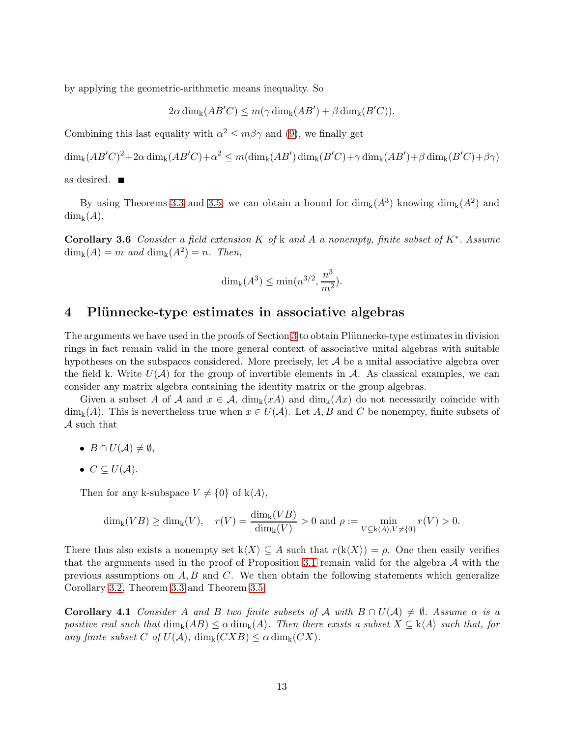by applying the geometric-arithmetic means inequality. So

$$2\alpha \dim_{\mathrm{k}}(AB'C) \leq m(\gamma \dim_{\mathrm{k}}(AB') + \beta \dim_{\mathrm{k}}(B'C)).$$

Combining this last equality with $\alpha^2 \leq m\beta\gamma$ and (9), we finally get

$$\dim_{\mathrm{k}}(AB'C)^2 + 2\alpha \dim_{\mathrm{k}}(AB'C) + \alpha^2 \leq m(\dim_{\mathrm{k}}(AB')\dim_{\mathrm{k}}(B'C) + \gamma \dim_{\mathrm{k}}(AB') + \beta \dim_{\mathrm{k}}(B'C) + \beta\gamma)$$

as desired. ■

By using Theorems 3.3 and 3.5, we can obtain a bound for $\dim_{\mathrm{k}}(A^3)$ knowing $\dim_{\mathrm{k}}(A^2)$ and $\dim_{\mathrm{k}}(A)$.

**Corollary 3.6** *Consider a field extension $K$ of* k *and $A$ a nonempty, finite subset of $K^*$. Assume $\dim_{\mathrm{k}}(A) = m$ and $\dim_{\mathrm{k}}(A^2) = n$. Then,*

$$\dim_{\mathrm{k}}(A^3) \leq \min(n^{3/2}, \frac{n^3}{m^2}).$$

## 4 Plünnecke-type estimates in associative algebras

The arguments we have used in the proofs of Section 3 to obtain Plünnecke-type estimates in division rings in fact remain valid in the more general context of associative unital algebras with suitable hypotheses on the subspaces considered. More precisely, let $\mathcal{A}$ be a unital associative algebra over the field k. Write $U(\mathcal{A})$ for the group of invertible elements in $\mathcal{A}$. As classical examples, we can consider any matrix algebra containing the identity matrix or the group algebras.

Given a subset $A$ of $\mathcal{A}$ and $x \in \mathcal{A}$, $\dim_{\mathrm{k}}(xA)$ and $\dim_{\mathrm{k}}(Ax)$ do not necessarily coincide with $\dim_{\mathrm{k}}(A)$. This is nevertheless true when $x \in U(\mathcal{A})$. Let $A, B$ and $C$ be nonempty, finite subsets of $\mathcal{A}$ such that

- $B \cap U(\mathcal{A}) \neq \emptyset$,
- $C \subseteq U(\mathcal{A})$.

Then for any k-subspace $V \neq \{0\}$ of $\mathrm{k}\langle A\rangle$,

$$\dim_{\mathrm{k}}(VB) \geq \dim_{\mathrm{k}}(V), \quad r(V) = \frac{\dim_{\mathrm{k}}(VB)}{\dim_{\mathrm{k}}(V)} > 0 \text{ and } \rho := \min_{V \subseteq \mathrm{k}\langle A\rangle, V \neq \{0\}} r(V) > 0.$$

There thus also exists a nonempty set $\mathrm{k}\langle X\rangle \subseteq A$ such that $r(\mathrm{k}\langle X\rangle) = \rho$. One then easily verifies that the arguments used in the proof of Proposition 3.1 remain valid for the algebra $\mathcal{A}$ with the previous assumptions on $A, B$ and $C$. We then obtain the following statements which generalize Corollary 3.2, Theorem 3.3 and Theorem 3.5.

**Corollary 4.1** *Consider $A$ and $B$ two finite subsets of $\mathcal{A}$ with $B \cap U(\mathcal{A}) \neq \emptyset$. Assume $\alpha$ is a positive real such that $\dim_{\mathrm{k}}(AB) \leq \alpha \dim_{\mathrm{k}}(A)$. Then there exists a subset $X \subseteq \mathrm{k}\langle A\rangle$ such that, for any finite subset $C$ of $U(\mathcal{A})$, $\dim_{\mathrm{k}}(CXB) \leq \alpha \dim_{\mathrm{k}}(CX)$.*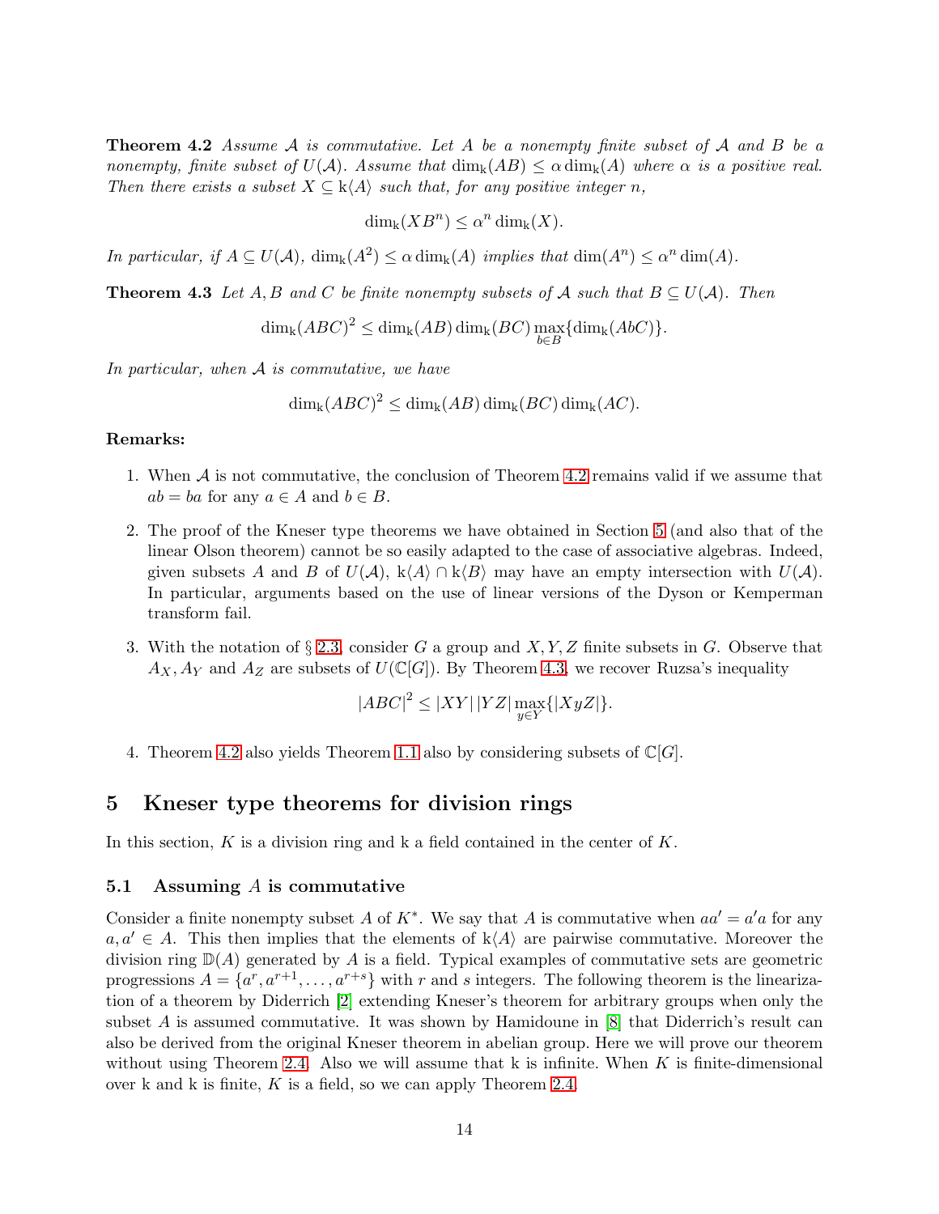**Theorem 4.2** *Assume $\mathcal{A}$ is commutative. Let $A$ be a nonempty finite subset of $\mathcal{A}$ and $B$ be a nonempty, finite subset of $U(\mathcal{A})$. Assume that $\dim_{\mathrm{k}}(AB) \leq \alpha \dim_{\mathrm{k}}(A)$ where $\alpha$ is a positive real. Then there exists a subset $X \subseteq \mathrm{k}\langle A\rangle$ such that, for any positive integer $n$,*

$$\dim_{\mathrm{k}}(XB^n) \leq \alpha^n \dim_{\mathrm{k}}(X).$$

*In particular, if $A \subseteq U(\mathcal{A})$, $\dim_{\mathrm{k}}(A^2) \leq \alpha \dim_{\mathrm{k}}(A)$ implies that $\dim(A^n) \leq \alpha^n \dim(A)$.*

**Theorem 4.3** *Let $A, B$ and $C$ be finite nonempty subsets of $\mathcal{A}$ such that $B \subseteq U(\mathcal{A})$. Then*

$$\dim_{\mathrm{k}}(ABC)^2 \leq \dim_{\mathrm{k}}(AB) \dim_{\mathrm{k}}(BC) \max_{b \in B}\{\dim_{\mathrm{k}}(AbC)\}.$$

*In particular, when $\mathcal{A}$ is commutative, we have*

$$\dim_{\mathrm{k}}(ABC)^2 \leq \dim_{\mathrm{k}}(AB) \dim_{\mathrm{k}}(BC) \dim_{\mathrm{k}}(AC).$$

**Remarks:**

1. When $\mathcal{A}$ is not commutative, the conclusion of Theorem 4.2 remains valid if we assume that $ab = ba$ for any $a \in A$ and $b \in B$.
2. The proof of the Kneser type theorems we have obtained in Section 5 (and also that of the linear Olson theorem) cannot be so easily adapted to the case of associative algebras. Indeed, given subsets $A$ and $B$ of $U(\mathcal{A})$, $\mathrm{k}\langle A\rangle \cap \mathrm{k}\langle B\rangle$ may have an empty intersection with $U(\mathcal{A})$. In particular, arguments based on the use of linear versions of the Dyson or Kemperman transform fail.
3. With the notation of § 2.3, consider $G$ a group and $X, Y, Z$ finite subsets in $G$. Observe that $A_X, A_Y$ and $A_Z$ are subsets of $U(\mathbb{C}[G])$. By Theorem 4.3, we recover Ruzsa's inequality

$$|ABC|^2 \leq |XY|\,|YZ| \max_{y \in Y}\{|XyZ|\}.$$

4. Theorem 4.2 also yields Theorem 1.1 also by considering subsets of $\mathbb{C}[G]$.

# 5 Kneser type theorems for division rings

In this section, $K$ is a division ring and $\mathrm{k}$ a field contained in the center of $K$.

## 5.1 Assuming $A$ is commutative

Consider a finite nonempty subset $A$ of $K^*$. We say that $A$ is commutative when $aa' = a'a$ for any $a, a' \in A$. This then implies that the elements of $\mathrm{k}\langle A\rangle$ are pairwise commutative. Moreover the division ring $\mathbb{D}(A)$ generated by $A$ is a field. Typical examples of commutative sets are geometric progressions $A = \{a^r, a^{r+1}, \ldots, a^{r+s}\}$ with $r$ and $s$ integers. The following theorem is the linearization of a theorem by Diderrich [2] extending Kneser's theorem for arbitrary groups when only the subset $A$ is assumed commutative. It was shown by Hamidoune in [8] that Diderrich's result can also be derived from the original Kneser theorem in abelian group. Here we will prove our theorem without using Theorem 2.4. Also we will assume that $\mathrm{k}$ is infinite. When $K$ is finite-dimensional over $\mathrm{k}$ and $\mathrm{k}$ is finite, $K$ is a field, so we can apply Theorem 2.4.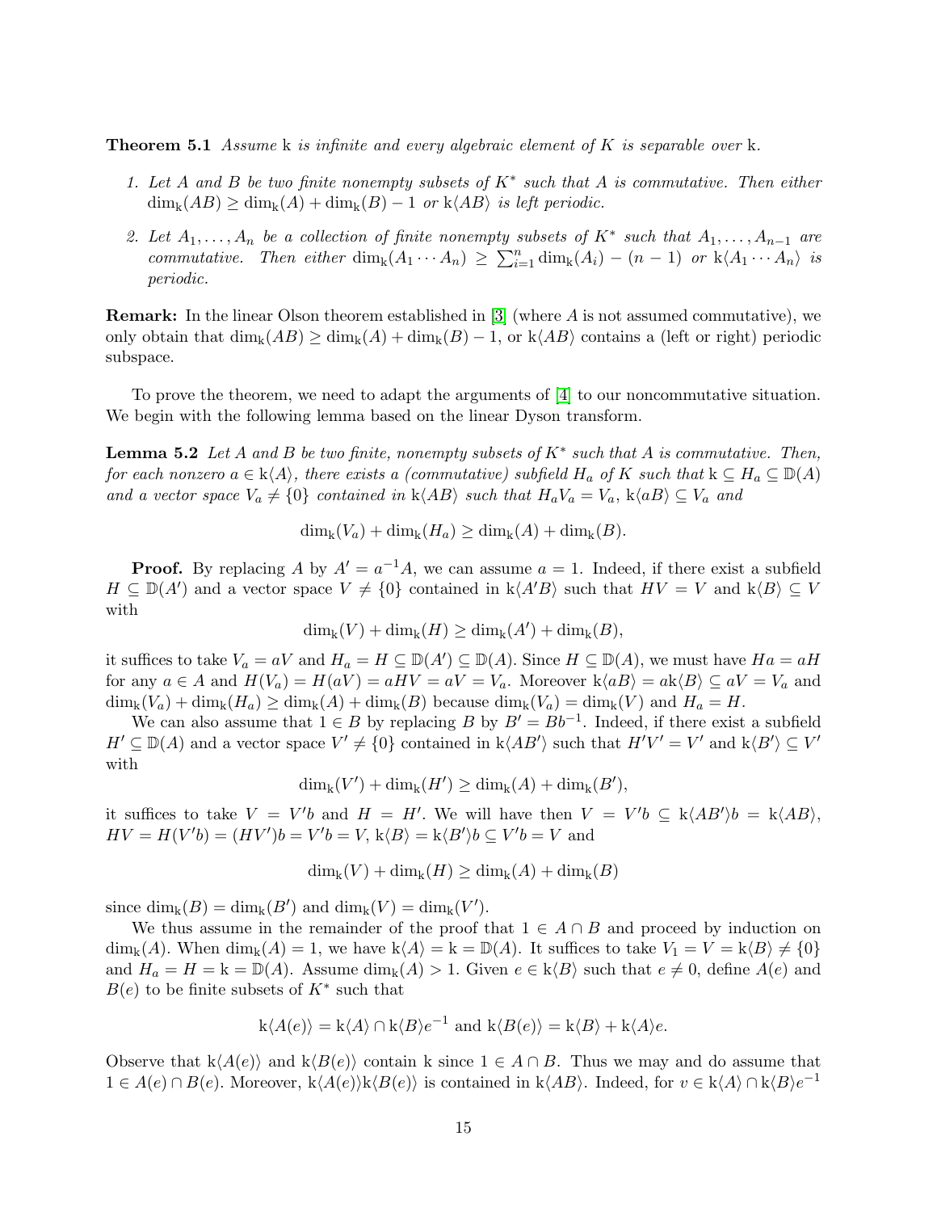**Theorem 5.1** *Assume* k *is infinite and every algebraic element of $K$ is separable over* k*.*

1. *Let $A$ and $B$ be two finite nonempty subsets of $K^*$ such that $A$ is commutative. Then either $\dim_{\mathrm{k}}(AB) \geq \dim_{\mathrm{k}}(A) + \dim_{\mathrm{k}}(B) - 1$ or $\mathrm{k}\langle AB\rangle$ is left periodic.*

2. *Let $A_1, \ldots, A_n$ be a collection of finite nonempty subsets of $K^*$ such that $A_1, \ldots, A_{n-1}$ are commutative. Then either $\dim_{\mathrm{k}}(A_1 \cdots A_n) \geq \sum_{i=1}^{n} \dim_{\mathrm{k}}(A_i) - (n-1)$ or $\mathrm{k}\langle A_1 \cdots A_n\rangle$ is periodic.*

**Remark:** In the linear Olson theorem established in [3] (where $A$ is not assumed commutative), we only obtain that $\dim_{\mathrm{k}}(AB) \geq \dim_{\mathrm{k}}(A) + \dim_{\mathrm{k}}(B) - 1$, or $\mathrm{k}\langle AB\rangle$ contains a (left or right) periodic subspace.

To prove the theorem, we need to adapt the arguments of [4] to our noncommutative situation. We begin with the following lemma based on the linear Dyson transform.

**Lemma 5.2** *Let $A$ and $B$ be two finite, nonempty subsets of $K^*$ such that $A$ is commutative. Then, for each nonzero $a \in \mathrm{k}\langle A\rangle$, there exists a (commutative) subfield $H_a$ of $K$ such that $\mathrm{k} \subseteq H_a \subseteq \mathbb{D}(A)$ and a vector space $V_a \neq \{0\}$ contained in $\mathrm{k}\langle AB\rangle$ such that $H_a V_a = V_a$, $\mathrm{k}\langle aB\rangle \subseteq V_a$ and*

$$\dim_{\mathrm{k}}(V_a) + \dim_{\mathrm{k}}(H_a) \geq \dim_{\mathrm{k}}(A) + \dim_{\mathrm{k}}(B).$$

**Proof.** By replacing $A$ by $A' = a^{-1}A$, we can assume $a = 1$. Indeed, if there exist a subfield $H \subseteq \mathbb{D}(A')$ and a vector space $V \neq \{0\}$ contained in $\mathrm{k}\langle A'B\rangle$ such that $HV = V$ and $\mathrm{k}\langle B\rangle \subseteq V$ with

$$\dim_{\mathrm{k}}(V) + \dim_{\mathrm{k}}(H) \geq \dim_{\mathrm{k}}(A') + \dim_{\mathrm{k}}(B),$$

it suffices to take $V_a = aV$ and $H_a = H \subseteq \mathbb{D}(A') \subseteq \mathbb{D}(A)$. Since $H \subseteq \mathbb{D}(A)$, we must have $Ha = aH$ for any $a \in A$ and $H(V_a) = H(aV) = aHV = aV = V_a$. Moreover $\mathrm{k}\langle aB\rangle = a\mathrm{k}\langle B\rangle \subseteq aV = V_a$ and $\dim_{\mathrm{k}}(V_a) + \dim_{\mathrm{k}}(H_a) \geq \dim_{\mathrm{k}}(A) + \dim_{\mathrm{k}}(B)$ because $\dim_{\mathrm{k}}(V_a) = \dim_{\mathrm{k}}(V)$ and $H_a = H$.

We can also assume that $1 \in B$ by replacing $B$ by $B' = Bb^{-1}$. Indeed, if there exist a subfield $H' \subseteq \mathbb{D}(A)$ and a vector space $V' \neq \{0\}$ contained in $\mathrm{k}\langle AB'\rangle$ such that $H'V' = V'$ and $\mathrm{k}\langle B'\rangle \subseteq V'$ with

$$\dim_{\mathrm{k}}(V') + \dim_{\mathrm{k}}(H') \geq \dim_{\mathrm{k}}(A) + \dim_{\mathrm{k}}(B'),$$

it suffices to take $V = V'b$ and $H = H'$. We will have then $V = V'b \subseteq \mathrm{k}\langle AB'\rangle b = \mathrm{k}\langle AB\rangle$, $HV = H(V'b) = (HV')b = V'b = V$, $\mathrm{k}\langle B\rangle = \mathrm{k}\langle B'\rangle b \subseteq V'b = V$ and

$$\dim_{\mathrm{k}}(V) + \dim_{\mathrm{k}}(H) \geq \dim_{\mathrm{k}}(A) + \dim_{\mathrm{k}}(B)$$

since $\dim_{\mathrm{k}}(B) = \dim_{\mathrm{k}}(B')$ and $\dim_{\mathrm{k}}(V) = \dim_{\mathrm{k}}(V')$.

We thus assume in the remainder of the proof that $1 \in A \cap B$ and proceed by induction on $\dim_{\mathrm{k}}(A)$. When $\dim_{\mathrm{k}}(A) = 1$, we have $\mathrm{k}\langle A\rangle = \mathrm{k} = \mathbb{D}(A)$. It suffices to take $V_1 = V = \mathrm{k}\langle B\rangle \neq \{0\}$ and $H_a = H = \mathrm{k} = \mathbb{D}(A)$. Assume $\dim_{\mathrm{k}}(A) > 1$. Given $e \in \mathrm{k}\langle B\rangle$ such that $e \neq 0$, define $A(e)$ and $B(e)$ to be finite subsets of $K^*$ such that

$$\mathrm{k}\langle A(e)\rangle = \mathrm{k}\langle A\rangle \cap \mathrm{k}\langle B\rangle e^{-1} \text{ and } \mathrm{k}\langle B(e)\rangle = \mathrm{k}\langle B\rangle + \mathrm{k}\langle A\rangle e.$$

Observe that $\mathrm{k}\langle A(e)\rangle$ and $\mathrm{k}\langle B(e)\rangle$ contain k since $1 \in A \cap B$. Thus we may and do assume that $1 \in A(e) \cap B(e)$. Moreover, $\mathrm{k}\langle A(e)\rangle\mathrm{k}\langle B(e)\rangle$ is contained in $\mathrm{k}\langle AB\rangle$. Indeed, for $v \in \mathrm{k}\langle A\rangle \cap \mathrm{k}\langle B\rangle e^{-1}$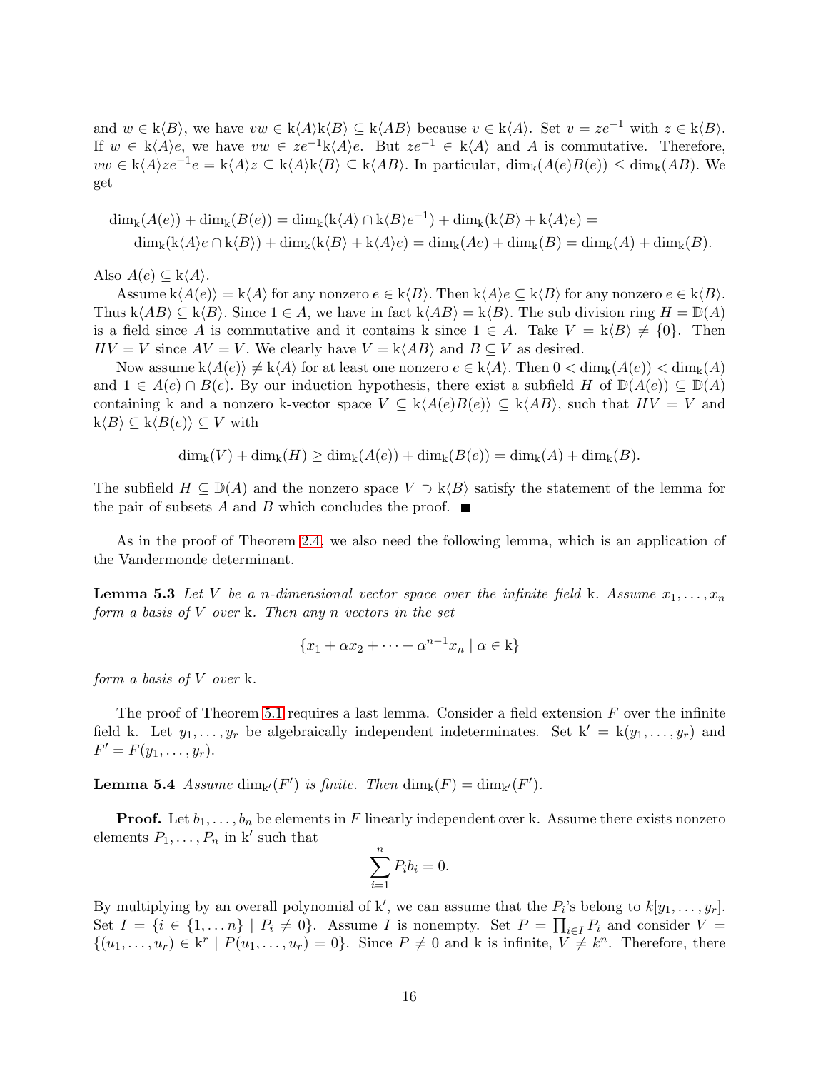and $w \in \mathrm{k}\langle B\rangle$, we have $vw \in \mathrm{k}\langle A\rangle \mathrm{k}\langle B\rangle \subseteq \mathrm{k}\langle AB\rangle$ because $v \in \mathrm{k}\langle A\rangle$. Set $v = ze^{-1}$ with $z \in \mathrm{k}\langle B\rangle$. If $w \in \mathrm{k}\langle A\rangle e$, we have $vw \in ze^{-1}\mathrm{k}\langle A\rangle e$. But $ze^{-1} \in \mathrm{k}\langle A\rangle$ and $A$ is commutative. Therefore, $vw \in \mathrm{k}\langle A\rangle ze^{-1}e = \mathrm{k}\langle A\rangle z \subseteq \mathrm{k}\langle A\rangle \mathrm{k}\langle B\rangle \subseteq \mathrm{k}\langle AB\rangle$. In particular, $\dim_{\mathrm{k}}(A(e)B(e)) \leq \dim_{\mathrm{k}}(AB)$. We get

$$\dim_{\mathrm{k}}(A(e)) + \dim_{\mathrm{k}}(B(e)) = \dim_{\mathrm{k}}(\mathrm{k}\langle A\rangle \cap \mathrm{k}\langle B\rangle e^{-1}) + \dim_{\mathrm{k}}(\mathrm{k}\langle B\rangle + \mathrm{k}\langle A\rangle e) =$$
$$\dim_{\mathrm{k}}(\mathrm{k}\langle A\rangle e \cap \mathrm{k}\langle B\rangle) + \dim_{\mathrm{k}}(\mathrm{k}\langle B\rangle + \mathrm{k}\langle A\rangle e) = \dim_{\mathrm{k}}(Ae) + \dim_{\mathrm{k}}(B) = \dim_{\mathrm{k}}(A) + \dim_{\mathrm{k}}(B).$$

Also $A(e) \subseteq \mathrm{k}\langle A\rangle$.

Assume $\mathrm{k}\langle A(e)\rangle = \mathrm{k}\langle A\rangle$ for any nonzero $e \in \mathrm{k}\langle B\rangle$. Then $\mathrm{k}\langle A\rangle e \subseteq \mathrm{k}\langle B\rangle$ for any nonzero $e \in \mathrm{k}\langle B\rangle$. Thus $\mathrm{k}\langle AB\rangle \subseteq \mathrm{k}\langle B\rangle$. Since $1 \in A$, we have in fact $\mathrm{k}\langle AB\rangle = \mathrm{k}\langle B\rangle$. The sub division ring $H = \mathbb{D}(A)$ is a field since $A$ is commutative and it contains k since $1 \in A$. Take $V = \mathrm{k}\langle B\rangle \neq \{0\}$. Then $HV = V$ since $AV = V$. We clearly have $V = \mathrm{k}\langle AB\rangle$ and $B \subseteq V$ as desired.

Now assume $\mathrm{k}\langle A(e)\rangle \neq \mathrm{k}\langle A\rangle$ for at least one nonzero $e \in \mathrm{k}\langle A\rangle$. Then $0 < \dim_{\mathrm{k}}(A(e)) < \dim_{\mathrm{k}}(A)$ and $1 \in A(e) \cap B(e)$. By our induction hypothesis, there exist a subfield $H$ of $\mathbb{D}(A(e)) \subseteq \mathbb{D}(A)$ containing k and a nonzero k-vector space $V \subseteq \mathrm{k}\langle A(e)B(e)\rangle \subseteq \mathrm{k}\langle AB\rangle$, such that $HV = V$ and $\mathrm{k}\langle B\rangle \subseteq \mathrm{k}\langle B(e)\rangle \subseteq V$ with

$$\dim_{\mathrm{k}}(V) + \dim_{\mathrm{k}}(H) \geq \dim_{\mathrm{k}}(A(e)) + \dim_{\mathrm{k}}(B(e)) = \dim_{\mathrm{k}}(A) + \dim_{\mathrm{k}}(B).$$

The subfield $H \subseteq \mathbb{D}(A)$ and the nonzero space $V \supset \mathrm{k}\langle B\rangle$ satisfy the statement of the lemma for the pair of subsets $A$ and $B$ which concludes the proof. ■

As in the proof of Theorem 2.4, we also need the following lemma, which is an application of the Vandermonde determinant.

**Lemma 5.3** *Let $V$ be a $n$-dimensional vector space over the infinite field* k*. Assume $x_1, \ldots, x_n$ form a basis of $V$ over* k*. Then any $n$ vectors in the set*

$$\{x_1 + \alpha x_2 + \cdots + \alpha^{n-1} x_n \mid \alpha \in \mathrm{k}\}$$

*form a basis of $V$ over* k*.*

The proof of Theorem 5.1 requires a last lemma. Consider a field extension $F$ over the infinite field k. Let $y_1, \ldots, y_r$ be algebraically independent indeterminates. Set $\mathrm{k}' = \mathrm{k}(y_1, \ldots, y_r)$ and $F' = F(y_1, \ldots, y_r)$.

**Lemma 5.4** *Assume $\dim_{\mathrm{k}'}(F')$ is finite. Then $\dim_{\mathrm{k}}(F) = \dim_{\mathrm{k}'}(F')$.*

**Proof.** Let $b_1, \ldots, b_n$ be elements in $F$ linearly independent over k. Assume there exists nonzero elements $P_1, \ldots, P_n$ in k′ such that

$$\sum_{i=1}^{n} P_i b_i = 0.$$

By multiplying by an overall polynomial of k′, we can assume that the $P_i$'s belong to $k[y_1, \ldots, y_r]$. Set $I = \{i \in \{1, \ldots n\} \mid P_i \neq 0\}$. Assume $I$ is nonempty. Set $P = \prod_{i \in I} P_i$ and consider $V = \{(u_1, \ldots, u_r) \in \mathrm{k}^r \mid P(u_1, \ldots, u_r) = 0\}$. Since $P \neq 0$ and k is infinite, $V \neq k^n$. Therefore, there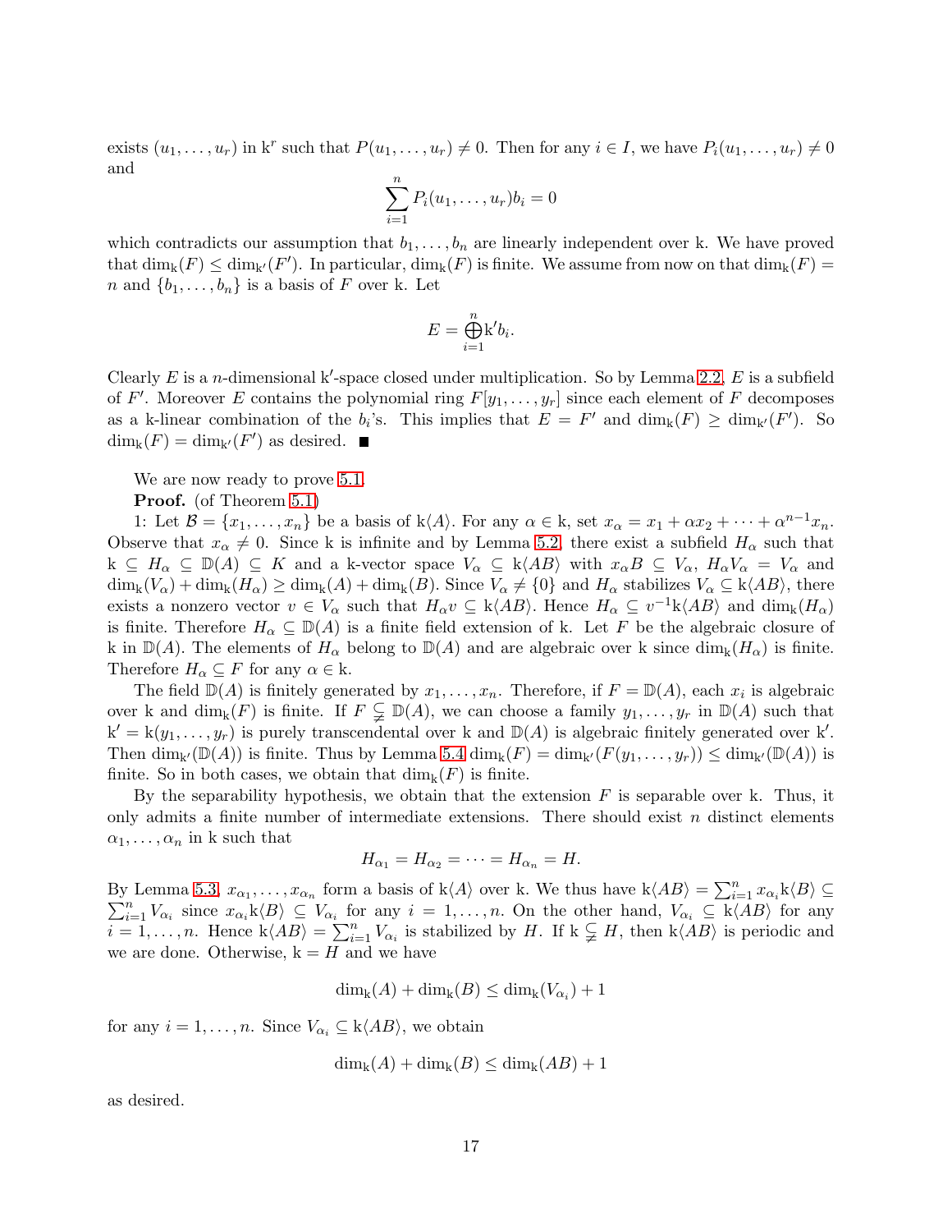exists $(u_1, \ldots, u_r)$ in $\mathrm{k}^r$ such that $P(u_1, \ldots, u_r) \neq 0$. Then for any $i \in I$, we have $P_i(u_1, \ldots, u_r) \neq 0$ and

$$\sum_{i=1}^{n} P_i(u_1, \ldots, u_r) b_i = 0$$

which contradicts our assumption that $b_1, \ldots, b_n$ are linearly independent over k. We have proved that $\dim_{\mathrm{k}}(F) \leq \dim_{\mathrm{k}'}(F')$. In particular, $\dim_{\mathrm{k}}(F)$ is finite. We assume from now on that $\dim_{\mathrm{k}}(F) = n$ and $\{b_1, \ldots, b_n\}$ is a basis of $F$ over k. Let

$$E = \bigoplus_{i=1}^{n} \mathrm{k}' b_i.$$

Clearly $E$ is a $n$-dimensional $\mathrm{k}'$-space closed under multiplication. So by Lemma 2.2, $E$ is a subfield of $F'$. Moreover $E$ contains the polynomial ring $F[y_1, \ldots, y_r]$ since each element of $F$ decomposes as a k-linear combination of the $b_i$'s. This implies that $E = F'$ and $\dim_{\mathrm{k}}(F) \geq \dim_{\mathrm{k}'}(F')$. So $\dim_{\mathrm{k}}(F) = \dim_{\mathrm{k}'}(F')$ as desired. ■

We are now ready to prove 5.1.

**Proof.** (of Theorem 5.1)

1: Let $\mathcal{B} = \{x_1, \ldots, x_n\}$ be a basis of $\mathrm{k}\langle A \rangle$. For any $\alpha \in \mathrm{k}$, set $x_\alpha = x_1 + \alpha x_2 + \cdots + \alpha^{n-1} x_n$. Observe that $x_\alpha \neq 0$. Since k is infinite and by Lemma 5.2, there exist a subfield $H_\alpha$ such that $\mathrm{k} \subseteq H_\alpha \subseteq \mathbb{D}(A) \subseteq K$ and a k-vector space $V_\alpha \subseteq \mathrm{k}\langle AB \rangle$ with $x_\alpha B \subseteq V_\alpha$, $H_\alpha V_\alpha = V_\alpha$ and $\dim_{\mathrm{k}}(V_\alpha) + \dim_{\mathrm{k}}(H_\alpha) \geq \dim_{\mathrm{k}}(A) + \dim_{\mathrm{k}}(B)$. Since $V_\alpha \neq \{0\}$ and $H_\alpha$ stabilizes $V_\alpha \subseteq \mathrm{k}\langle AB \rangle$, there exists a nonzero vector $v \in V_\alpha$ such that $H_\alpha v \subseteq \mathrm{k}\langle AB \rangle$. Hence $H_\alpha \subseteq v^{-1}\mathrm{k}\langle AB \rangle$ and $\dim_{\mathrm{k}}(H_\alpha)$ is finite. Therefore $H_\alpha \subseteq \mathbb{D}(A)$ is a finite field extension of k. Let $F$ be the algebraic closure of k in $\mathbb{D}(A)$. The elements of $H_\alpha$ belong to $\mathbb{D}(A)$ and are algebraic over k since $\dim_{\mathrm{k}}(H_\alpha)$ is finite. Therefore $H_\alpha \subseteq F$ for any $\alpha \in \mathrm{k}$.

The field $\mathbb{D}(A)$ is finitely generated by $x_1, \ldots, x_n$. Therefore, if $F = \mathbb{D}(A)$, each $x_i$ is algebraic over k and $\dim_{\mathrm{k}}(F)$ is finite. If $F \subsetneq \mathbb{D}(A)$, we can choose a family $y_1, \ldots, y_r$ in $\mathbb{D}(A)$ such that $\mathrm{k}' = \mathrm{k}(y_1, \ldots, y_r)$ is purely transcendental over k and $\mathbb{D}(A)$ is algebraic finitely generated over $\mathrm{k}'$. Then $\dim_{\mathrm{k}'}(\mathbb{D}(A))$ is finite. Thus by Lemma 5.4 $\dim_{\mathrm{k}}(F) = \dim_{\mathrm{k}'}(F(y_1, \ldots, y_r)) \leq \dim_{\mathrm{k}'}(\mathbb{D}(A))$ is finite. So in both cases, we obtain that $\dim_{\mathrm{k}}(F)$ is finite.

By the separability hypothesis, we obtain that the extension $F$ is separable over k. Thus, it only admits a finite number of intermediate extensions. There should exist $n$ distinct elements $\alpha_1, \ldots, \alpha_n$ in k such that

$$H_{\alpha_1} = H_{\alpha_2} = \cdots = H_{\alpha_n} = H.$$

By Lemma 5.3, $x_{\alpha_1}, \ldots, x_{\alpha_n}$ form a basis of $\mathrm{k}\langle A \rangle$ over k. We thus have $\mathrm{k}\langle AB \rangle = \sum_{i=1}^{n} x_{\alpha_i} \mathrm{k}\langle B \rangle \subseteq \sum_{i=1}^{n} V_{\alpha_i}$ since $x_{\alpha_i} \mathrm{k}\langle B \rangle \subseteq V_{\alpha_i}$ for any $i = 1, \ldots, n$. On the other hand, $V_{\alpha_i} \subseteq \mathrm{k}\langle AB \rangle$ for any $i = 1, \ldots, n$. Hence $\mathrm{k}\langle AB \rangle = \sum_{i=1}^{n} V_{\alpha_i}$ is stabilized by $H$. If $\mathrm{k} \subsetneq H$, then $\mathrm{k}\langle AB \rangle$ is periodic and we are done. Otherwise, $\mathrm{k} = H$ and we have

$$\dim_{\mathrm{k}}(A) + \dim_{\mathrm{k}}(B) \leq \dim_{\mathrm{k}}(V_{\alpha_i}) + 1$$

for any $i = 1, \ldots, n$. Since $V_{\alpha_i} \subseteq \mathrm{k}\langle AB \rangle$, we obtain

$$\dim_{\mathrm{k}}(A) + \dim_{\mathrm{k}}(B) \leq \dim_{\mathrm{k}}(AB) + 1$$

as desired.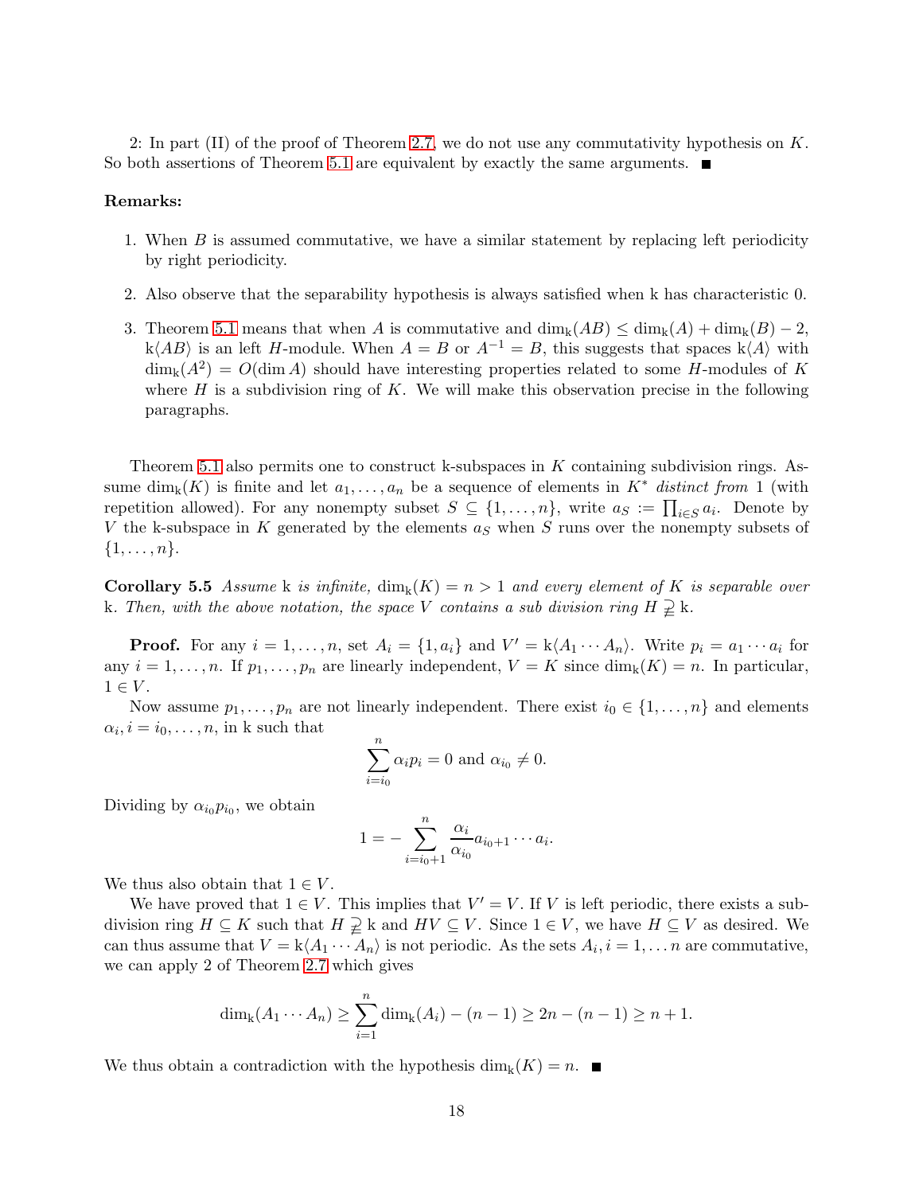2: In part (II) of the proof of Theorem 2.7, we do not use any commutativity hypothesis on $K$. So both assertions of Theorem 5.1 are equivalent by exactly the same arguments. ■

**Remarks:**

1. When $B$ is assumed commutative, we have a similar statement by replacing left periodicity by right periodicity.
2. Also observe that the separability hypothesis is always satisfied when k has characteristic 0.
3. Theorem 5.1 means that when $A$ is commutative and $\dim_{\mathrm{k}}(AB) \leq \dim_{\mathrm{k}}(A) + \dim_{\mathrm{k}}(B) - 2$, $\mathrm{k}\langle AB\rangle$ is an left $H$-module. When $A = B$ or $A^{-1} = B$, this suggests that spaces $\mathrm{k}\langle A\rangle$ with $\dim_{\mathrm{k}}(A^2) = O(\dim A)$ should have interesting properties related to some $H$-modules of $K$ where $H$ is a subdivision ring of $K$. We will make this observation precise in the following paragraphs.

Theorem 5.1 also permits one to construct k-subspaces in $K$ containing subdivision rings. Assume $\dim_{\mathrm{k}}(K)$ is finite and let $a_1, \ldots, a_n$ be a sequence of elements in $K^*$ *distinct from* 1 (with repetition allowed). For any nonempty subset $S \subseteq \{1, \ldots, n\}$, write $a_S := \prod_{i \in S} a_i$. Denote by $V$ the k-subspace in $K$ generated by the elements $a_S$ when $S$ runs over the nonempty subsets of $\{1, \ldots, n\}$.

**Corollary 5.5** *Assume* k *is infinite,* $\dim_{\mathrm{k}}(K) = n > 1$ *and every element of* $K$ *is separable over* k*. Then, with the above notation, the space* $V$ *contains a sub division ring* $H \supsetneq \mathrm{k}$*.*

**Proof.** For any $i = 1, \ldots, n$, set $A_i = \{1, a_i\}$ and $V' = \mathrm{k}\langle A_1 \cdots A_n\rangle$. Write $p_i = a_1 \cdots a_i$ for any $i = 1, \ldots, n$. If $p_1, \ldots, p_n$ are linearly independent, $V = K$ since $\dim_{\mathrm{k}}(K) = n$. In particular, $1 \in V$.

Now assume $p_1, \ldots, p_n$ are not linearly independent. There exist $i_0 \in \{1, \ldots, n\}$ and elements $\alpha_i, i = i_0, \ldots, n$, in k such that

$$\sum_{i=i_0}^{n} \alpha_i p_i = 0 \text{ and } \alpha_{i_0} \neq 0.$$

Dividing by $\alpha_{i_0} p_{i_0}$, we obtain

$$1 = -\sum_{i=i_0+1}^{n} \frac{\alpha_i}{\alpha_{i_0}} a_{i_0+1} \cdots a_i.$$

We thus also obtain that $1 \in V$.

We have proved that $1 \in V$. This implies that $V' = V$. If $V$ is left periodic, there exists a subdivision ring $H \subseteq K$ such that $H \supsetneq \mathrm{k}$ and $HV \subseteq V$. Since $1 \in V$, we have $H \subseteq V$ as desired. We can thus assume that $V = \mathrm{k}\langle A_1 \cdots A_n\rangle$ is not periodic. As the sets $A_i, i = 1, \ldots n$ are commutative, we can apply 2 of Theorem 2.7 which gives

$$\dim_{\mathrm{k}}(A_1 \cdots A_n) \geq \sum_{i=1}^{n} \dim_{\mathrm{k}}(A_i) - (n-1) \geq 2n - (n-1) \geq n+1.$$

We thus obtain a contradiction with the hypothesis $\dim_{\mathrm{k}}(K) = n$. ■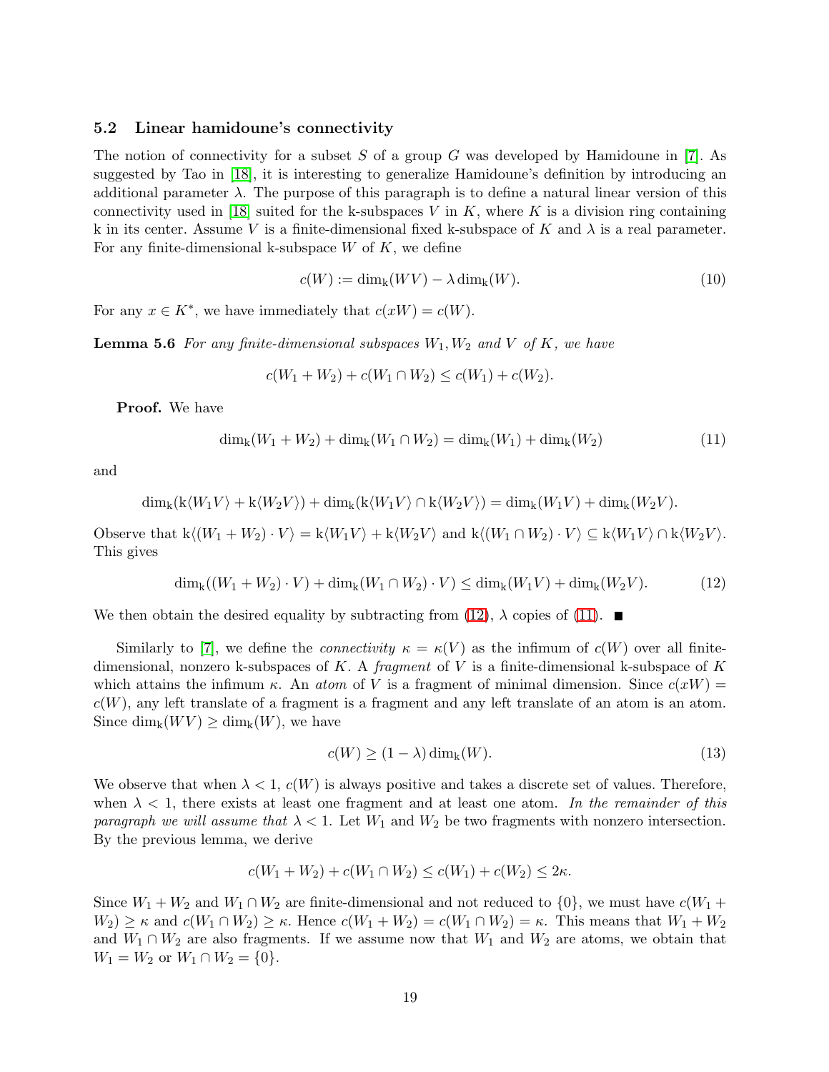### 5.2 Linear hamidoune's connectivity

The notion of connectivity for a subset $S$ of a group $G$ was developed by Hamidoune in [7]. As suggested by Tao in [18], it is interesting to generalize Hamidoune's definition by introducing an additional parameter $\lambda$. The purpose of this paragraph is to define a natural linear version of this connectivity used in [18] suited for the k-subspaces $V$ in $K$, where $K$ is a division ring containing k in its center. Assume $V$ is a finite-dimensional fixed k-subspace of $K$ and $\lambda$ is a real parameter. For any finite-dimensional k-subspace $W$ of $K$, we define

$$c(W) := \dim_{\mathrm{k}}(WV) - \lambda \dim_{\mathrm{k}}(W). \tag{10}$$

For any $x \in K^*$, we have immediately that $c(xW) = c(W)$.

**Lemma 5.6** *For any finite-dimensional subspaces $W_1, W_2$ and $V$ of $K$, we have*

$$c(W_1 + W_2) + c(W_1 \cap W_2) \leq c(W_1) + c(W_2).$$

**Proof.** We have

$$\dim_{\mathrm{k}}(W_1 + W_2) + \dim_{\mathrm{k}}(W_1 \cap W_2) = \dim_{\mathrm{k}}(W_1) + \dim_{\mathrm{k}}(W_2) \tag{11}$$

and

$$\dim_{\mathrm{k}}(\mathrm{k}\langle W_1V\rangle + \mathrm{k}\langle W_2V\rangle) + \dim_{\mathrm{k}}(\mathrm{k}\langle W_1V\rangle \cap \mathrm{k}\langle W_2V\rangle) = \dim_{\mathrm{k}}(W_1V) + \dim_{\mathrm{k}}(W_2V).$$

Observe that $\mathrm{k}\langle (W_1 + W_2) \cdot V\rangle = \mathrm{k}\langle W_1V\rangle + \mathrm{k}\langle W_2V\rangle$ and $\mathrm{k}\langle (W_1 \cap W_2) \cdot V\rangle \subseteq \mathrm{k}\langle W_1V\rangle \cap \mathrm{k}\langle W_2V\rangle$. This gives

$$\dim_{\mathrm{k}}((W_1 + W_2) \cdot V) + \dim_{\mathrm{k}}(W_1 \cap W_2) \cdot V) \leq \dim_{\mathrm{k}}(W_1V) + \dim_{\mathrm{k}}(W_2V). \tag{12}$$

We then obtain the desired equality by subtracting from (12), $\lambda$ copies of (11). ■

Similarly to [7], we define the *connectivity* $\kappa = \kappa(V)$ as the infimum of $c(W)$ over all finite-dimensional, nonzero k-subspaces of $K$. A *fragment* of $V$ is a finite-dimensional k-subspace of $K$ which attains the infimum $\kappa$. An *atom* of $V$ is a fragment of minimal dimension. Since $c(xW) = c(W)$, any left translate of a fragment is a fragment and any left translate of an atom is an atom. Since $\dim_{\mathrm{k}}(WV) \geq \dim_{\mathrm{k}}(W)$, we have

$$c(W) \geq (1 - \lambda) \dim_{\mathrm{k}}(W). \tag{13}$$

We observe that when $\lambda < 1$, $c(W)$ is always positive and takes a discrete set of values. Therefore, when $\lambda < 1$, there exists at least one fragment and at least one atom. *In the remainder of this paragraph we will assume that* $\lambda < 1$. Let $W_1$ and $W_2$ be two fragments with nonzero intersection. By the previous lemma, we derive

$$c(W_1 + W_2) + c(W_1 \cap W_2) \leq c(W_1) + c(W_2) \leq 2\kappa.$$

Since $W_1 + W_2$ and $W_1 \cap W_2$ are finite-dimensional and not reduced to $\{0\}$, we must have $c(W_1 + W_2) \geq \kappa$ and $c(W_1 \cap W_2) \geq \kappa$. Hence $c(W_1 + W_2) = c(W_1 \cap W_2) = \kappa$. This means that $W_1 + W_2$ and $W_1 \cap W_2$ are also fragments. If we assume now that $W_1$ and $W_2$ are atoms, we obtain that $W_1 = W_2$ or $W_1 \cap W_2 = \{0\}$.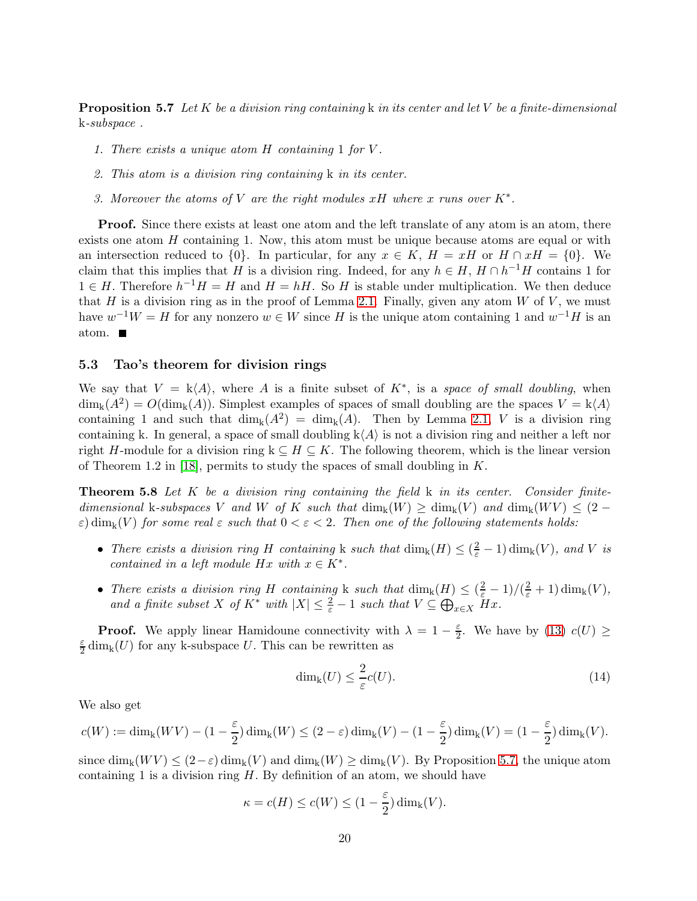**Proposition 5.7** *Let $K$ be a division ring containing $\mathrm{k}$ in its center and let $V$ be a finite-dimensional $\mathrm{k}$-subspace .*

1. *There exists a unique atom $H$ containing $1$ for $V$.*
2. *This atom is a division ring containing $\mathrm{k}$ in its center.*
3. *Moreover the atoms of $V$ are the right modules $xH$ where $x$ runs over $K^*$.*

**Proof.** Since there exists at least one atom and the left translate of any atom is an atom, there exists one atom $H$ containing 1. Now, this atom must be unique because atoms are equal or with an intersection reduced to $\{0\}$. In particular, for any $x \in K$, $H = xH$ or $H \cap xH = \{0\}$. We claim that this implies that $H$ is a division ring. Indeed, for any $h \in H$, $H \cap h^{-1}H$ contains 1 for $1 \in H$. Therefore $h^{-1}H = H$ and $H = hH$. So $H$ is stable under multiplication. We then deduce that $H$ is a division ring as in the proof of Lemma 2.1. Finally, given any atom $W$ of $V$, we must have $w^{-1}W = H$ for any nonzero $w \in W$ since $H$ is the unique atom containing 1 and $w^{-1}H$ is an atom. ■

### 5.3 Tao's theorem for division rings

We say that $V = \mathrm{k}\langle A\rangle$, where $A$ is a finite subset of $K^*$, is a *space of small doubling*, when $\dim_{\mathrm{k}}(A^2) = O(\dim_{\mathrm{k}}(A))$. Simplest examples of spaces of small doubling are the spaces $V = \mathrm{k}\langle A\rangle$ containing 1 and such that $\dim_{\mathrm{k}}(A^2) = \dim_{\mathrm{k}}(A)$. Then by Lemma 2.1, $V$ is a division ring containing k. In general, a space of small doubling $\mathrm{k}\langle A\rangle$ is not a division ring and neither a left nor right $H$-module for a division ring $\mathrm{k} \subseteq H \subseteq K$. The following theorem, which is the linear version of Theorem 1.2 in [18], permits to study the spaces of small doubling in $K$.

**Theorem 5.8** *Let $K$ be a division ring containing the field $\mathrm{k}$ in its center. Consider finite-dimensional $\mathrm{k}$-subspaces $V$ and $W$ of $K$ such that $\dim_{\mathrm{k}}(W) \geq \dim_{\mathrm{k}}(V)$ and $\dim_{\mathrm{k}}(WV) \leq (2-\varepsilon)\dim_{\mathrm{k}}(V)$ for some real $\varepsilon$ such that $0 < \varepsilon < 2$. Then one of the following statements holds:*

- *There exists a division ring $H$ containing $\mathrm{k}$ such that $\dim_{\mathrm{k}}(H) \leq (\frac{2}{\varepsilon} - 1)\dim_{\mathrm{k}}(V)$, and $V$ is contained in a left module $Hx$ with $x \in K^*$.*
- *There exists a division ring $H$ containing $\mathrm{k}$ such that $\dim_{\mathrm{k}}(H) \leq (\frac{2}{\varepsilon} - 1)/(\frac{2}{\varepsilon} + 1)\dim_{\mathrm{k}}(V)$, and a finite subset $X$ of $K^*$ with $|X| \leq \frac{2}{\varepsilon} - 1$ such that $V \subseteq \bigoplus_{x\in X} Hx$.*

**Proof.** We apply linear Hamidoune connectivity with $\lambda = 1 - \frac{\varepsilon}{2}$. We have by (13) $c(U) \geq \frac{\varepsilon}{2}\dim_{\mathrm{k}}(U)$ for any k-subspace $U$. This can be rewritten as

$$\dim_{\mathrm{k}}(U) \leq \frac{2}{\varepsilon}c(U). \tag{14}$$

We also get

$$c(W) := \dim_{\mathrm{k}}(WV) - (1-\frac{\varepsilon}{2})\dim_{\mathrm{k}}(W) \leq (2-\varepsilon)\dim_{\mathrm{k}}(V) - (1-\frac{\varepsilon}{2})\dim_{\mathrm{k}}(V) = (1-\frac{\varepsilon}{2})\dim_{\mathrm{k}}(V).$$

since $\dim_{\mathrm{k}}(WV) \leq (2-\varepsilon)\dim_{\mathrm{k}}(V)$ and $\dim_{\mathrm{k}}(W) \geq \dim_{\mathrm{k}}(V)$. By Proposition 5.7, the unique atom containing 1 is a division ring $H$. By definition of an atom, we should have

$$\kappa = c(H) \leq c(W) \leq (1-\frac{\varepsilon}{2})\dim_{\mathrm{k}}(V).$$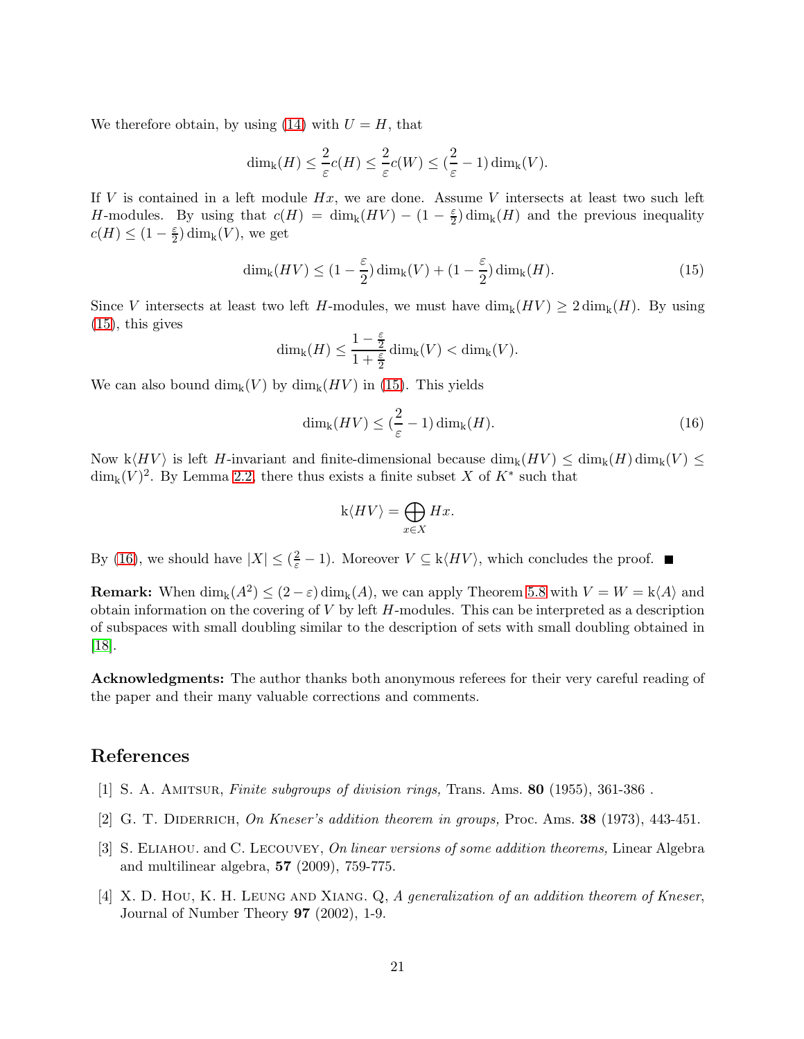We therefore obtain, by using (14) with $U = H$, that

$$\dim_{\mathrm{k}}(H) \leq \frac{2}{\varepsilon}c(H) \leq \frac{2}{\varepsilon}c(W) \leq (\frac{2}{\varepsilon} - 1)\dim_{\mathrm{k}}(V).$$

If $V$ is contained in a left module $Hx$, we are done. Assume $V$ intersects at least two such left $H$-modules. By using that $c(H) = \dim_{\mathrm{k}}(HV) - (1 - \frac{\varepsilon}{2})\dim_{\mathrm{k}}(H)$ and the previous inequality $c(H) \leq (1 - \frac{\varepsilon}{2})\dim_{\mathrm{k}}(V)$, we get

$$\dim_{\mathrm{k}}(HV) \leq (1 - \frac{\varepsilon}{2})\dim_{\mathrm{k}}(V) + (1 - \frac{\varepsilon}{2})\dim_{\mathrm{k}}(H). \tag{15}$$

Since $V$ intersects at least two left $H$-modules, we must have $\dim_{\mathrm{k}}(HV) \geq 2\dim_{\mathrm{k}}(H)$. By using (15), this gives

$$\dim_{\mathrm{k}}(H) \leq \frac{1 - \frac{\varepsilon}{2}}{1 + \frac{\varepsilon}{2}}\dim_{\mathrm{k}}(V) < \dim_{\mathrm{k}}(V).$$

We can also bound $\dim_{\mathrm{k}}(V)$ by $\dim_{\mathrm{k}}(HV)$ in (15). This yields

$$\dim_{\mathrm{k}}(HV) \leq (\frac{2}{\varepsilon} - 1)\dim_{\mathrm{k}}(H). \tag{16}$$

Now $\mathrm{k}\langle HV\rangle$ is left $H$-invariant and finite-dimensional because $\dim_{\mathrm{k}}(HV) \leq \dim_{\mathrm{k}}(H)\dim_{\mathrm{k}}(V) \leq \dim_{\mathrm{k}}(V)^2$. By Lemma 2.2, there thus exists a finite subset $X$ of $K^*$ such that

$$\mathrm{k}\langle HV\rangle = \bigoplus_{x \in X} Hx.$$

By (16), we should have $|X| \leq (\frac{2}{\varepsilon} - 1)$. Moreover $V \subseteq \mathrm{k}\langle HV\rangle$, which concludes the proof. ■

**Remark:** When $\dim_{\mathrm{k}}(A^2) \leq (2 - \varepsilon)\dim_{\mathrm{k}}(A)$, we can apply Theorem 5.8 with $V = W = \mathrm{k}\langle A\rangle$ and obtain information on the covering of $V$ by left $H$-modules. This can be interpreted as a description of subspaces with small doubling similar to the description of sets with small doubling obtained in [18].

**Acknowledgments:** The author thanks both anonymous referees for their very careful reading of the paper and their many valuable corrections and comments.

# References

[1] S. A. Amitsur, *Finite subgroups of division rings,* Trans. Ams. **80** (1955), 361-386 .

[2] G. T. Diderrich, *On Kneser's addition theorem in groups,* Proc. Ams. **38** (1973), 443-451.

[3] S. Eliahou. and C. Lecouvey, *On linear versions of some addition theorems,* Linear Algebra and multilinear algebra, **57** (2009), 759-775.

[4] X. D. Hou, K. H. Leung and Xiang. Q, *A generalization of an addition theorem of Kneser*, Journal of Number Theory **97** (2002), 1-9.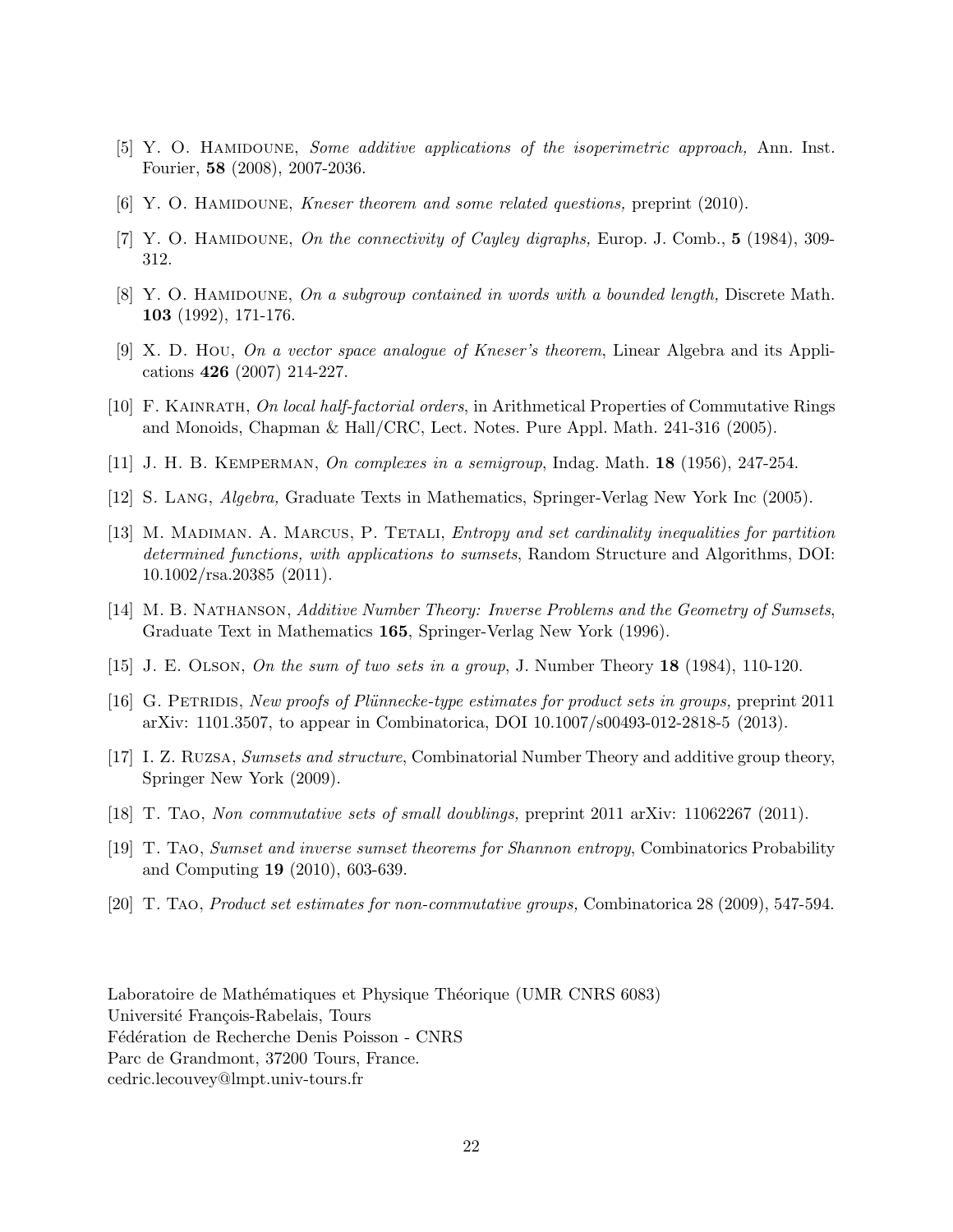[5] Y. O. Hamidoune, *Some additive applications of the isoperimetric approach,* Ann. Inst. Fourier, **58** (2008), 2007-2036.

[6] Y. O. Hamidoune, *Kneser theorem and some related questions,* preprint (2010).

[7] Y. O. Hamidoune, *On the connectivity of Cayley digraphs,* Europ. J. Comb., **5** (1984), 309-312.

[8] Y. O. Hamidoune, *On a subgroup contained in words with a bounded length,* Discrete Math. **103** (1992), 171-176.

[9] X. D. Hou, *On a vector space analogue of Kneser's theorem*, Linear Algebra and its Applications **426** (2007) 214-227.

[10] F. Kainrath, *On local half-factorial orders*, in Arithmetical Properties of Commutative Rings and Monoids, Chapman & Hall/CRC, Lect. Notes. Pure Appl. Math. 241-316 (2005).

[11] J. H. B. Kemperman, *On complexes in a semigroup*, Indag. Math. **18** (1956), 247-254.

[12] S. Lang, *Algebra,* Graduate Texts in Mathematics, Springer-Verlag New York Inc (2005).

[13] M. Madiman. A. Marcus, P. Tetali, *Entropy and set cardinality inequalities for partition determined functions, with applications to sumsets*, Random Structure and Algorithms, DOI: 10.1002/rsa.20385 (2011).

[14] M. B. Nathanson, *Additive Number Theory: Inverse Problems and the Geometry of Sumsets*, Graduate Text in Mathematics **165**, Springer-Verlag New York (1996).

[15] J. E. Olson, *On the sum of two sets in a group*, J. Number Theory **18** (1984), 110-120.

[16] G. Petridis, *New proofs of Plünnecke-type estimates for product sets in groups,* preprint 2011 arXiv: 1101.3507, to appear in Combinatorica, DOI 10.1007/s00493-012-2818-5 (2013).

[17] I. Z. Ruzsa, *Sumsets and structure*, Combinatorial Number Theory and additive group theory, Springer New York (2009).

[18] T. Tao, *Non commutative sets of small doublings,* preprint 2011 arXiv: 11062267 (2011).

[19] T. Tao, *Sumset and inverse sumset theorems for Shannon entropy*, Combinatorics Probability and Computing **19** (2010), 603-639.

[20] T. Tao, *Product set estimates for non-commutative groups,* Combinatorica 28 (2009), 547-594.

Laboratoire de Mathématiques et Physique Théorique (UMR CNRS 6083)
Université François-Rabelais, Tours
Fédération de Recherche Denis Poisson - CNRS
Parc de Grandmont, 37200 Tours, France.
cedric.lecouvey@lmpt.univ-tours.fr